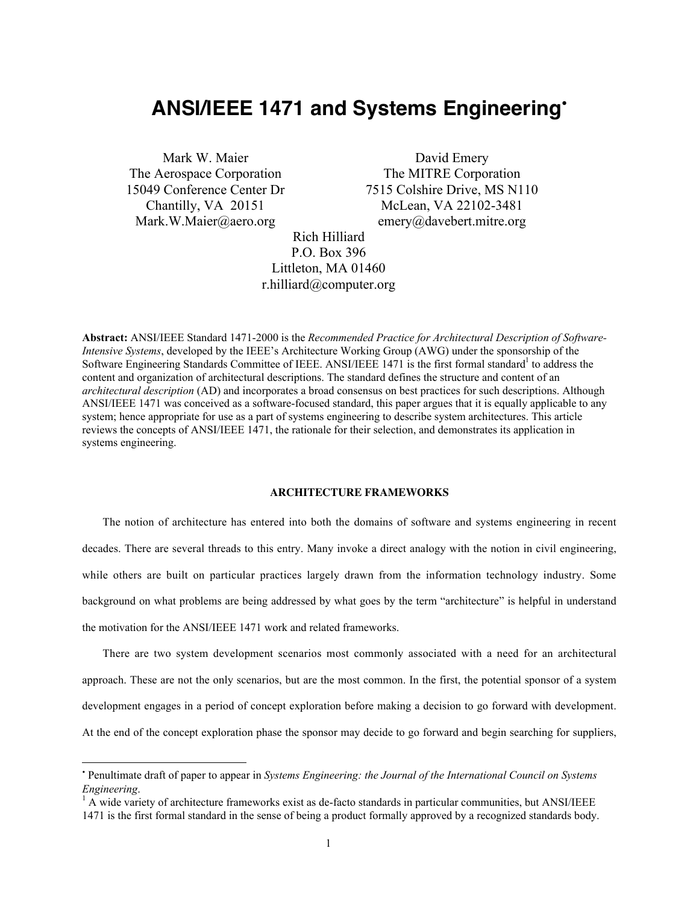# ANSI/IEEE 1471 and Systems Engineering[•]

Mark W. Maier
The Aerospace Corporation
15049 Conference Center Dr
Chantilly, VA 20151
Mark.W.Maier@aero.org

David Emery
The MITRE Corporation
7515 Colshire Drive, MS N110
McLean, VA 22102-3481
emery@davebert.mitre.org

Rich Hilliard
P.O. Box 396
Littleton, MA 01460
r.hilliard@computer.org

**Abstract:** ANSI/IEEE Standard 1471-2000 is the *Recommended Practice for Architectural Description of Software-Intensive Systems*, developed by the IEEE's Architecture Working Group (AWG) under the sponsorship of the Software Engineering Standards Committee of IEEE. ANSI/IEEE 1471 is the first formal standard[1] to address the content and organization of architectural descriptions. The standard defines the structure and content of an *architectural description* (AD) and incorporates a broad consensus on best practices for such descriptions. Although ANSI/IEEE 1471 was conceived as a software-focused standard, this paper argues that it is equally applicable to any system; hence appropriate for use as a part of systems engineering to describe system architectures. This article reviews the concepts of ANSI/IEEE 1471, the rationale for their selection, and demonstrates its application in systems engineering.

## ARCHITECTURE FRAMEWORKS

The notion of architecture has entered into both the domains of software and systems engineering in recent decades. There are several threads to this entry. Many invoke a direct analogy with the notion in civil engineering, while others are built on particular practices largely drawn from the information technology industry. Some background on what problems are being addressed by what goes by the term "architecture" is helpful in understand the motivation for the ANSI/IEEE 1471 work and related frameworks.

There are two system development scenarios most commonly associated with a need for an architectural approach. These are not the only scenarios, but are the most common. In the first, the potential sponsor of a system development engages in a period of concept exploration before making a decision to go forward with development. At the end of the concept exploration phase the sponsor may decide to go forward and begin searching for suppliers,

---

[•] Penultimate draft of paper to appear in *Systems Engineering: the Journal of the International Council on Systems Engineering*.

[1] A wide variety of architecture frameworks exist as de-facto standards in particular communities, but ANSI/IEEE 1471 is the first formal standard in the sense of being a product formally approved by a recognized standards body.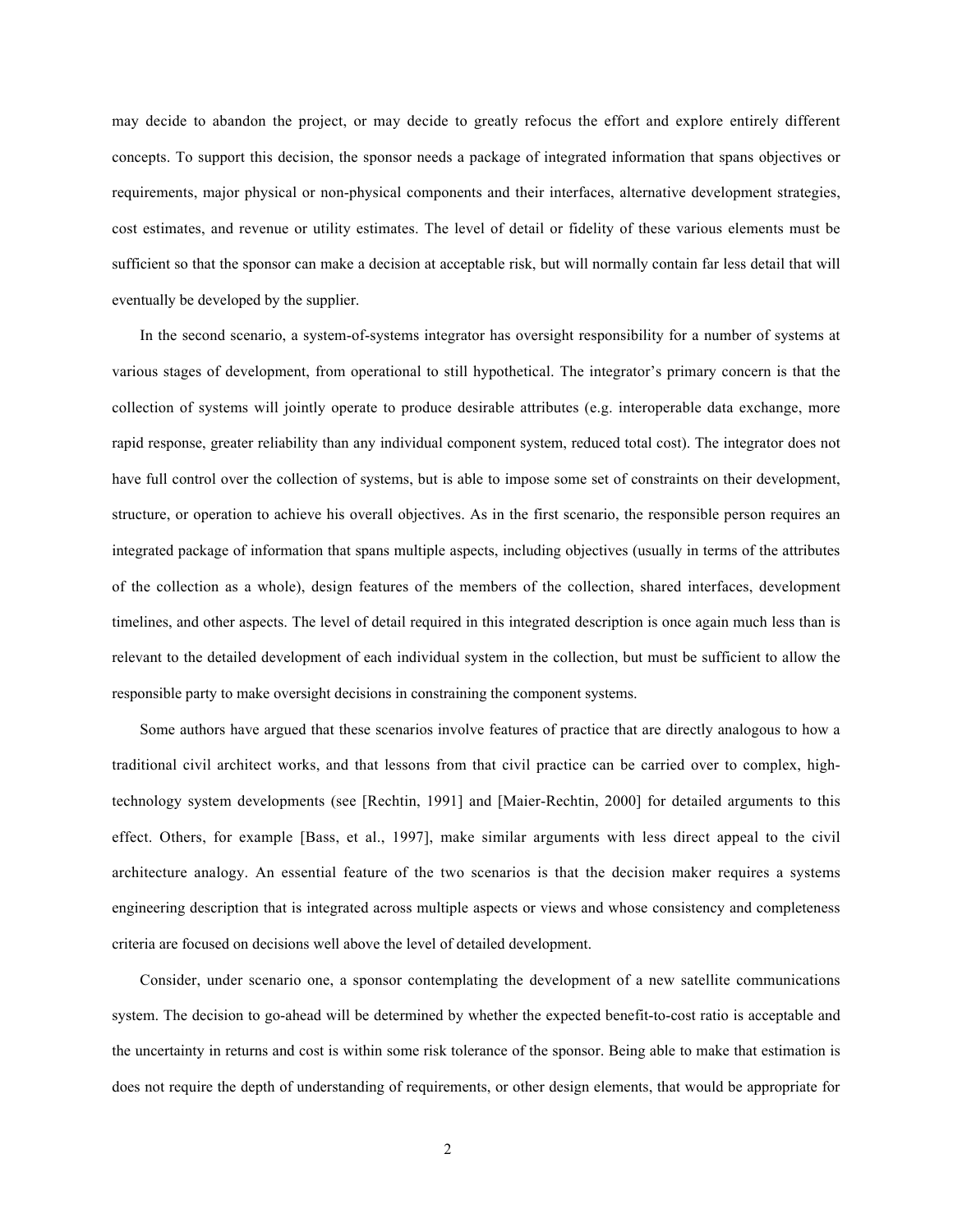may decide to abandon the project, or may decide to greatly refocus the effort and explore entirely different concepts. To support this decision, the sponsor needs a package of integrated information that spans objectives or requirements, major physical or non-physical components and their interfaces, alternative development strategies, cost estimates, and revenue or utility estimates. The level of detail or fidelity of these various elements must be sufficient so that the sponsor can make a decision at acceptable risk, but will normally contain far less detail that will eventually be developed by the supplier.

In the second scenario, a system-of-systems integrator has oversight responsibility for a number of systems at various stages of development, from operational to still hypothetical. The integrator's primary concern is that the collection of systems will jointly operate to produce desirable attributes (e.g. interoperable data exchange, more rapid response, greater reliability than any individual component system, reduced total cost). The integrator does not have full control over the collection of systems, but is able to impose some set of constraints on their development, structure, or operation to achieve his overall objectives. As in the first scenario, the responsible person requires an integrated package of information that spans multiple aspects, including objectives (usually in terms of the attributes of the collection as a whole), design features of the members of the collection, shared interfaces, development timelines, and other aspects. The level of detail required in this integrated description is once again much less than is relevant to the detailed development of each individual system in the collection, but must be sufficient to allow the responsible party to make oversight decisions in constraining the component systems.

Some authors have argued that these scenarios involve features of practice that are directly analogous to how a traditional civil architect works, and that lessons from that civil practice can be carried over to complex, high-technology system developments (see [Rechtin, 1991] and [Maier-Rechtin, 2000] for detailed arguments to this effect. Others, for example [Bass, et al., 1997], make similar arguments with less direct appeal to the civil architecture analogy. An essential feature of the two scenarios is that the decision maker requires a systems engineering description that is integrated across multiple aspects or views and whose consistency and completeness criteria are focused on decisions well above the level of detailed development.

Consider, under scenario one, a sponsor contemplating the development of a new satellite communications system. The decision to go-ahead will be determined by whether the expected benefit-to-cost ratio is acceptable and the uncertainty in returns and cost is within some risk tolerance of the sponsor. Being able to make that estimation is does not require the depth of understanding of requirements, or other design elements, that would be appropriate for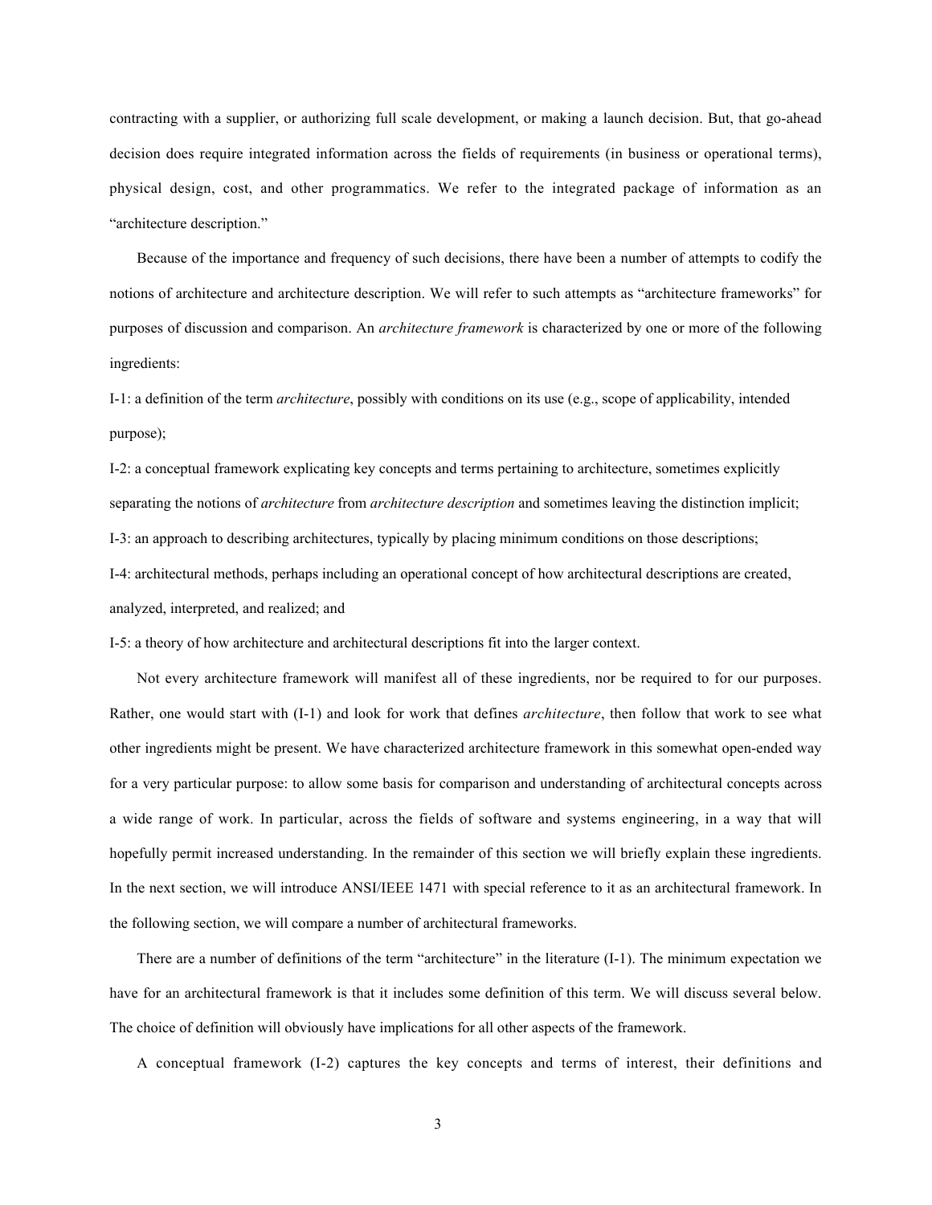contracting with a supplier, or authorizing full scale development, or making a launch decision. But, that go-ahead decision does require integrated information across the fields of requirements (in business or operational terms), physical design, cost, and other programmatics. We refer to the integrated package of information as an "architecture description."

Because of the importance and frequency of such decisions, there have been a number of attempts to codify the notions of architecture and architecture description. We will refer to such attempts as "architecture frameworks" for purposes of discussion and comparison. An *architecture framework* is characterized by one or more of the following ingredients:

I-1: a definition of the term *architecture*, possibly with conditions on its use (e.g., scope of applicability, intended purpose);

I-2: a conceptual framework explicating key concepts and terms pertaining to architecture, sometimes explicitly separating the notions of *architecture* from *architecture description* and sometimes leaving the distinction implicit;

I-3: an approach to describing architectures, typically by placing minimum conditions on those descriptions;

I-4: architectural methods, perhaps including an operational concept of how architectural descriptions are created, analyzed, interpreted, and realized; and

I-5: a theory of how architecture and architectural descriptions fit into the larger context.

Not every architecture framework will manifest all of these ingredients, nor be required to for our purposes. Rather, one would start with (I-1) and look for work that defines *architecture*, then follow that work to see what other ingredients might be present. We have characterized architecture framework in this somewhat open-ended way for a very particular purpose: to allow some basis for comparison and understanding of architectural concepts across a wide range of work. In particular, across the fields of software and systems engineering, in a way that will hopefully permit increased understanding. In the remainder of this section we will briefly explain these ingredients. In the next section, we will introduce ANSI/IEEE 1471 with special reference to it as an architectural framework. In the following section, we will compare a number of architectural frameworks.

There are a number of definitions of the term "architecture" in the literature (I-1). The minimum expectation we have for an architectural framework is that it includes some definition of this term. We will discuss several below. The choice of definition will obviously have implications for all other aspects of the framework.

A conceptual framework (I-2) captures the key concepts and terms of interest, their definitions and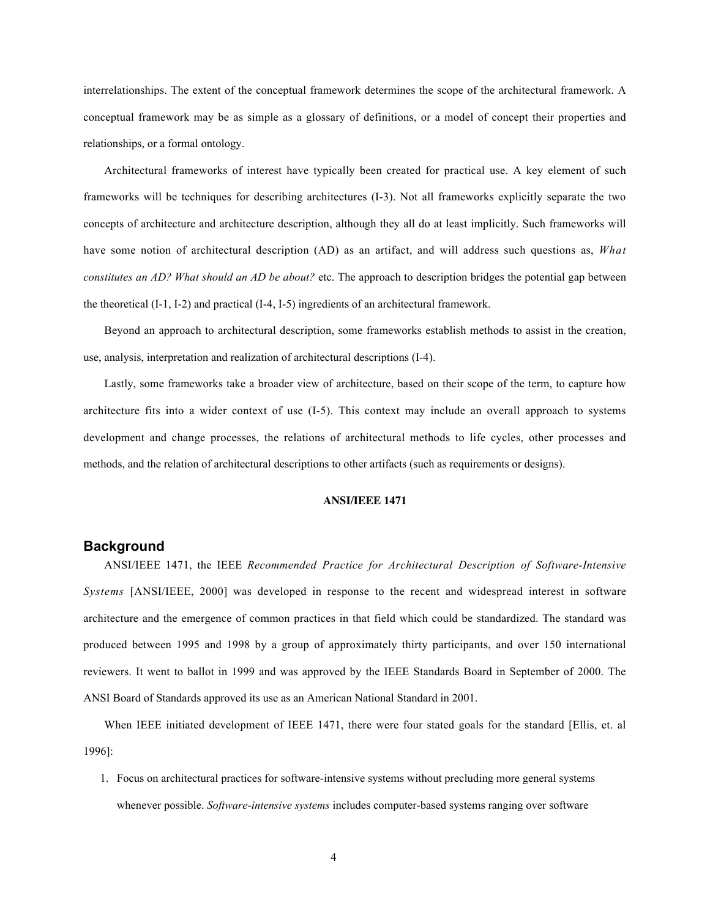interrelationships. The extent of the conceptual framework determines the scope of the architectural framework. A conceptual framework may be as simple as a glossary of definitions, or a model of concept their properties and relationships, or a formal ontology.

Architectural frameworks of interest have typically been created for practical use. A key element of such frameworks will be techniques for describing architectures (I-3). Not all frameworks explicitly separate the two concepts of architecture and architecture description, although they all do at least implicitly. Such frameworks will have some notion of architectural description (AD) as an artifact, and will address such questions as, *What constitutes an AD? What should an AD be about?* etc. The approach to description bridges the potential gap between the theoretical (I-1, I-2) and practical (I-4, I-5) ingredients of an architectural framework.

Beyond an approach to architectural description, some frameworks establish methods to assist in the creation, use, analysis, interpretation and realization of architectural descriptions (I-4).

Lastly, some frameworks take a broader view of architecture, based on their scope of the term, to capture how architecture fits into a wider context of use (I-5). This context may include an overall approach to systems development and change processes, the relations of architectural methods to life cycles, other processes and methods, and the relation of architectural descriptions to other artifacts (such as requirements or designs).

**ANSI/IEEE 1471**

## Background

ANSI/IEEE 1471, the IEEE *Recommended Practice for Architectural Description of Software-Intensive Systems* [ANSI/IEEE, 2000] was developed in response to the recent and widespread interest in software architecture and the emergence of common practices in that field which could be standardized. The standard was produced between 1995 and 1998 by a group of approximately thirty participants, and over 150 international reviewers. It went to ballot in 1999 and was approved by the IEEE Standards Board in September of 2000. The ANSI Board of Standards approved its use as an American National Standard in 2001.

When IEEE initiated development of IEEE 1471, there were four stated goals for the standard [Ellis, et. al 1996]:

1. Focus on architectural practices for software-intensive systems without precluding more general systems whenever possible. *Software-intensive systems* includes computer-based systems ranging over software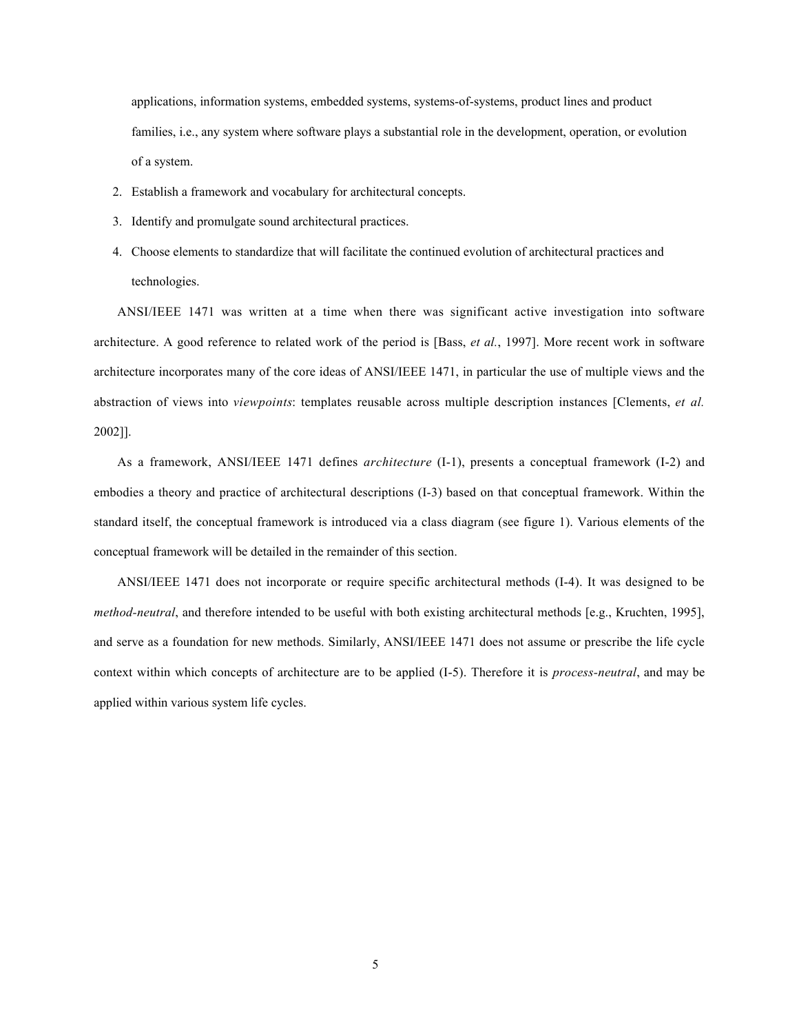applications, information systems, embedded systems, systems-of-systems, product lines and product families, i.e., any system where software plays a substantial role in the development, operation, or evolution of a system.

2. Establish a framework and vocabulary for architectural concepts.
3. Identify and promulgate sound architectural practices.
4. Choose elements to standardize that will facilitate the continued evolution of architectural practices and technologies.

ANSI/IEEE 1471 was written at a time when there was significant active investigation into software architecture. A good reference to related work of the period is [Bass, *et al.*, 1997]. More recent work in software architecture incorporates many of the core ideas of ANSI/IEEE 1471, in particular the use of multiple views and the abstraction of views into *viewpoints*: templates reusable across multiple description instances [Clements, *et al.* 2002]].

As a framework, ANSI/IEEE 1471 defines *architecture* (I-1), presents a conceptual framework (I-2) and embodies a theory and practice of architectural descriptions (I-3) based on that conceptual framework. Within the standard itself, the conceptual framework is introduced via a class diagram (see figure 1). Various elements of the conceptual framework will be detailed in the remainder of this section.

ANSI/IEEE 1471 does not incorporate or require specific architectural methods (I-4). It was designed to be *method-neutral*, and therefore intended to be useful with both existing architectural methods [e.g., Kruchten, 1995], and serve as a foundation for new methods. Similarly, ANSI/IEEE 1471 does not assume or prescribe the life cycle context within which concepts of architecture are to be applied (I-5). Therefore it is *process-neutral*, and may be applied within various system life cycles.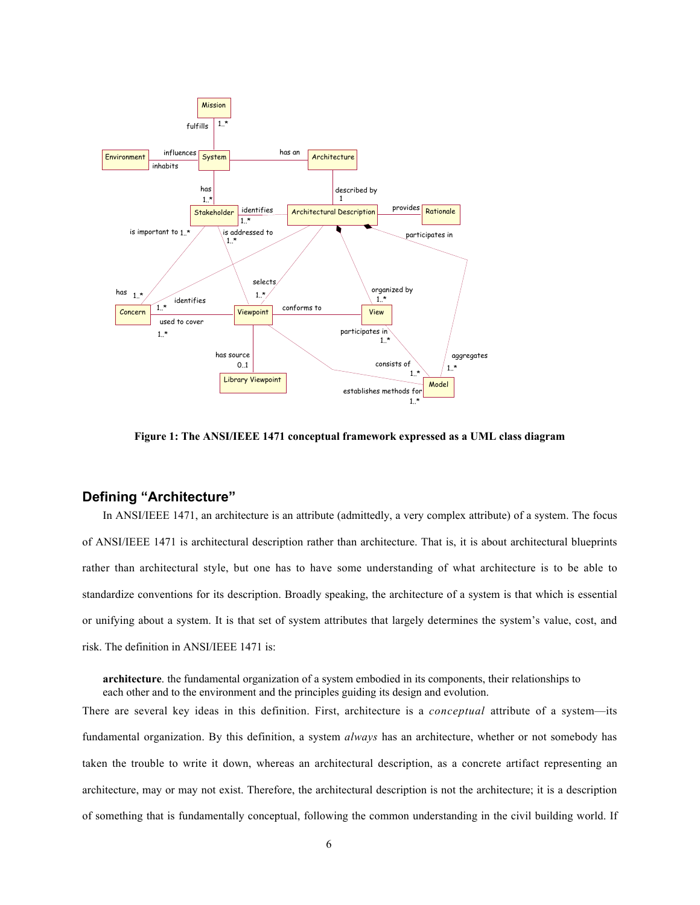**Figure 1: The ANSI/IEEE 1471 conceptual framework expressed as a UML class diagram**

## Defining "Architecture"

In ANSI/IEEE 1471, an architecture is an attribute (admittedly, a very complex attribute) of a system. The focus of ANSI/IEEE 1471 is architectural description rather than architecture. That is, it is about architectural blueprints rather than architectural style, but one has to have some understanding of what architecture is to be able to standardize conventions for its description. Broadly speaking, the architecture of a system is that which is essential or unifying about a system. It is that set of system attributes that largely determines the system's value, cost, and risk. The definition in ANSI/IEEE 1471 is:

> **architecture**. the fundamental organization of a system embodied in its components, their relationships to each other and to the environment and the principles guiding its design and evolution.

There are several key ideas in this definition. First, architecture is a *conceptual* attribute of a system—its fundamental organization. By this definition, a system *always* has an architecture, whether or not somebody has taken the trouble to write it down, whereas an architectural description, as a concrete artifact representing an architecture, may or may not exist. Therefore, the architectural description is not the architecture; it is a description of something that is fundamentally conceptual, following the common understanding in the civil building world. If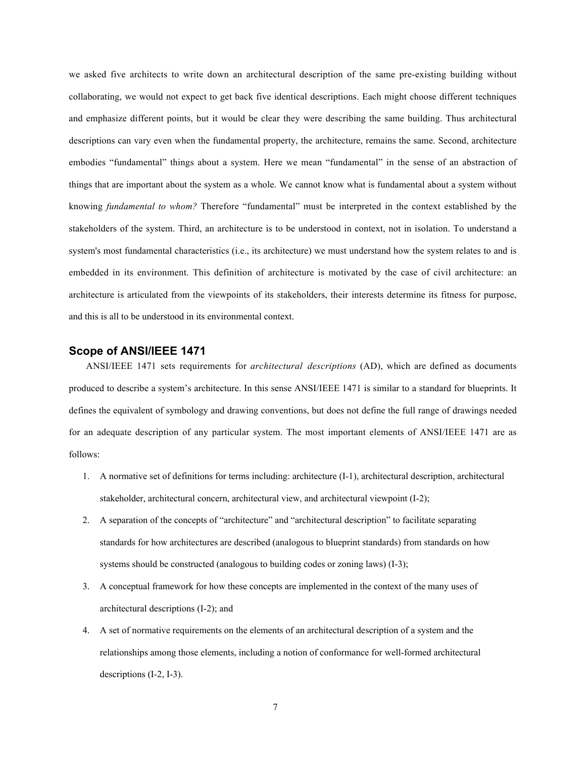we asked five architects to write down an architectural description of the same pre-existing building without collaborating, we would not expect to get back five identical descriptions. Each might choose different techniques and emphasize different points, but it would be clear they were describing the same building. Thus architectural descriptions can vary even when the fundamental property, the architecture, remains the same. Second, architecture embodies "fundamental" things about a system. Here we mean "fundamental" in the sense of an abstraction of things that are important about the system as a whole. We cannot know what is fundamental about a system without knowing *fundamental to whom?* Therefore "fundamental" must be interpreted in the context established by the stakeholders of the system. Third, an architecture is to be understood in context, not in isolation. To understand a system's most fundamental characteristics (i.e., its architecture) we must understand how the system relates to and is embedded in its environment. This definition of architecture is motivated by the case of civil architecture: an architecture is articulated from the viewpoints of its stakeholders, their interests determine its fitness for purpose, and this is all to be understood in its environmental context.

## Scope of ANSI/IEEE 1471

ANSI/IEEE 1471 sets requirements for *architectural descriptions* (AD), which are defined as documents produced to describe a system's architecture. In this sense ANSI/IEEE 1471 is similar to a standard for blueprints. It defines the equivalent of symbology and drawing conventions, but does not define the full range of drawings needed for an adequate description of any particular system. The most important elements of ANSI/IEEE 1471 are as follows:

1. A normative set of definitions for terms including: architecture (I-1), architectural description, architectural stakeholder, architectural concern, architectural view, and architectural viewpoint (I-2);
2. A separation of the concepts of "architecture" and "architectural description" to facilitate separating standards for how architectures are described (analogous to blueprint standards) from standards on how systems should be constructed (analogous to building codes or zoning laws) (I-3);
3. A conceptual framework for how these concepts are implemented in the context of the many uses of architectural descriptions (I-2); and
4. A set of normative requirements on the elements of an architectural description of a system and the relationships among those elements, including a notion of conformance for well-formed architectural descriptions (I-2, I-3).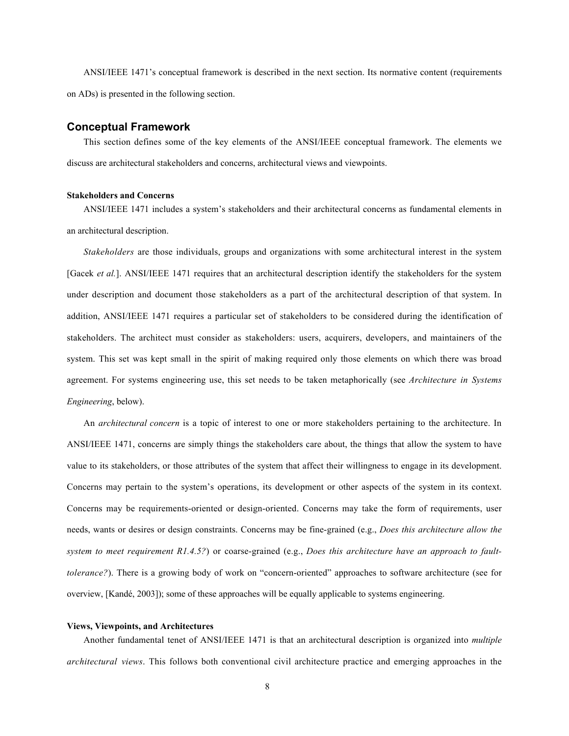ANSI/IEEE 1471's conceptual framework is described in the next section. Its normative content (requirements on ADs) is presented in the following section.

## Conceptual Framework

This section defines some of the key elements of the ANSI/IEEE conceptual framework. The elements we discuss are architectural stakeholders and concerns, architectural views and viewpoints.

### Stakeholders and Concerns

ANSI/IEEE 1471 includes a system's stakeholders and their architectural concerns as fundamental elements in an architectural description.

*Stakeholders* are those individuals, groups and organizations with some architectural interest in the system [Gacek *et al.*]. ANSI/IEEE 1471 requires that an architectural description identify the stakeholders for the system under description and document those stakeholders as a part of the architectural description of that system. In addition, ANSI/IEEE 1471 requires a particular set of stakeholders to be considered during the identification of stakeholders. The architect must consider as stakeholders: users, acquirers, developers, and maintainers of the system. This set was kept small in the spirit of making required only those elements on which there was broad agreement. For systems engineering use, this set needs to be taken metaphorically (see *Architecture in Systems Engineering*, below).

An *architectural concern* is a topic of interest to one or more stakeholders pertaining to the architecture. In ANSI/IEEE 1471, concerns are simply things the stakeholders care about, the things that allow the system to have value to its stakeholders, or those attributes of the system that affect their willingness to engage in its development. Concerns may pertain to the system's operations, its development or other aspects of the system in its context. Concerns may be requirements-oriented or design-oriented. Concerns may take the form of requirements, user needs, wants or desires or design constraints. Concerns may be fine-grained (e.g., *Does this architecture allow the system to meet requirement R1.4.5?*) or coarse-grained (e.g., *Does this architecture have an approach to fault-tolerance?*). There is a growing body of work on "concern-oriented" approaches to software architecture (see for overview, [Kandé, 2003]); some of these approaches will be equally applicable to systems engineering.

### Views, Viewpoints, and Architectures

Another fundamental tenet of ANSI/IEEE 1471 is that an architectural description is organized into *multiple architectural views*. This follows both conventional civil architecture practice and emerging approaches in the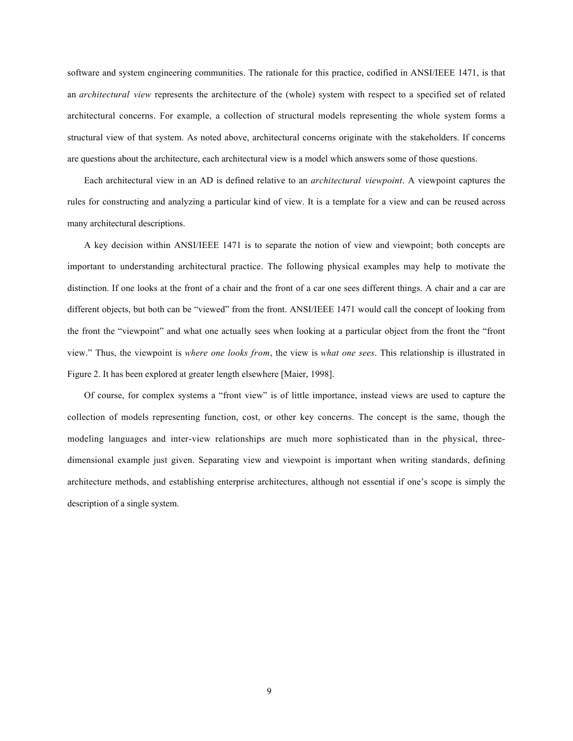software and system engineering communities. The rationale for this practice, codified in ANSI/IEEE 1471, is that an *architectural view* represents the architecture of the (whole) system with respect to a specified set of related architectural concerns. For example, a collection of structural models representing the whole system forms a structural view of that system. As noted above, architectural concerns originate with the stakeholders. If concerns are questions about the architecture, each architectural view is a model which answers some of those questions.

Each architectural view in an AD is defined relative to an *architectural viewpoint*. A viewpoint captures the rules for constructing and analyzing a particular kind of view. It is a template for a view and can be reused across many architectural descriptions.

A key decision within ANSI/IEEE 1471 is to separate the notion of view and viewpoint; both concepts are important to understanding architectural practice. The following physical examples may help to motivate the distinction. If one looks at the front of a chair and the front of a car one sees different things. A chair and a car are different objects, but both can be "viewed" from the front. ANSI/IEEE 1471 would call the concept of looking from the front the "viewpoint" and what one actually sees when looking at a particular object from the front the "front view." Thus, the viewpoint is *where one looks from*, the view is *what one sees*. This relationship is illustrated in Figure 2. It has been explored at greater length elsewhere [Maier, 1998].

Of course, for complex systems a "front view" is of little importance, instead views are used to capture the collection of models representing function, cost, or other key concerns. The concept is the same, though the modeling languages and inter-view relationships are much more sophisticated than in the physical, three-dimensional example just given. Separating view and viewpoint is important when writing standards, defining architecture methods, and establishing enterprise architectures, although not essential if one's scope is simply the description of a single system.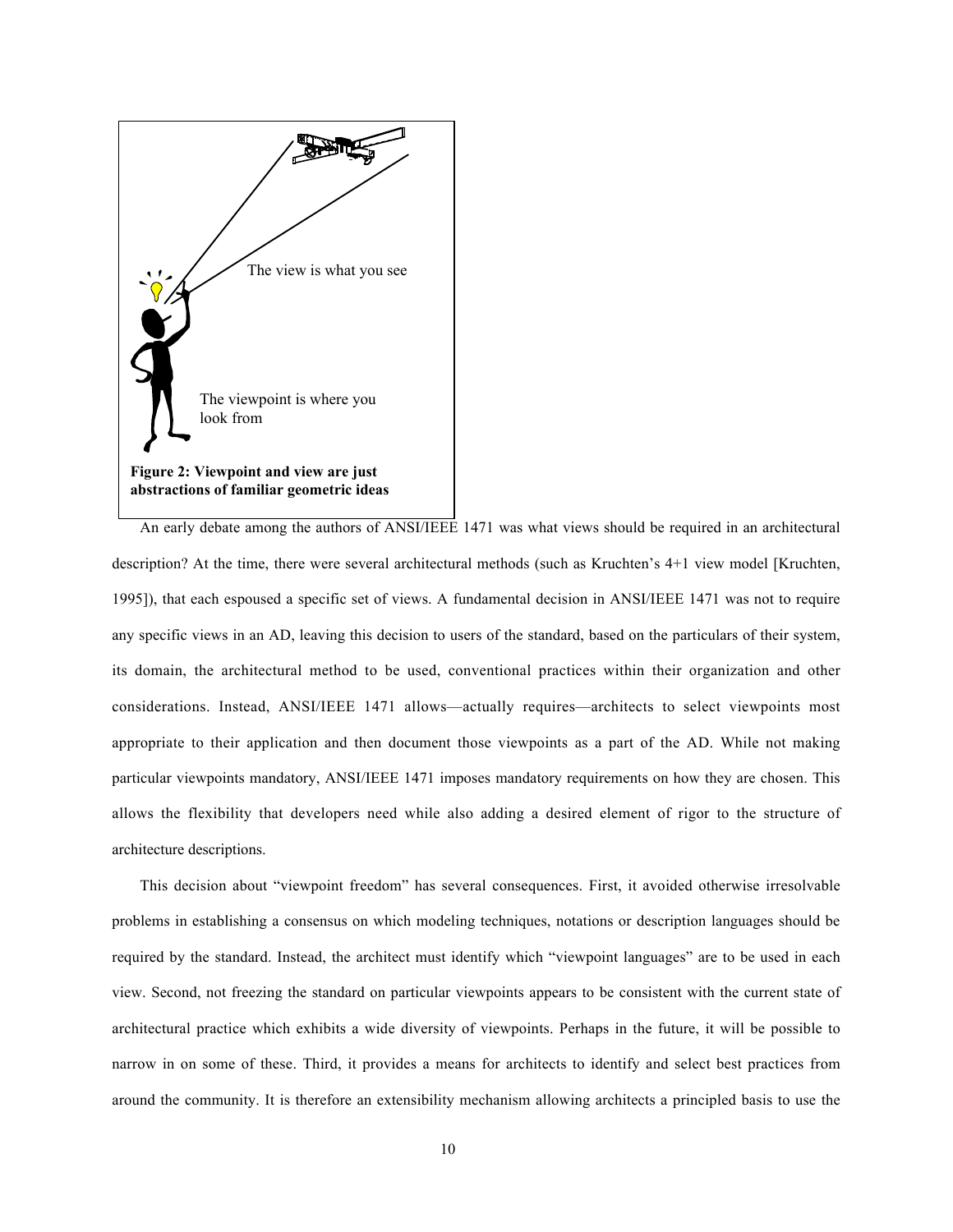The view is what you see

The viewpoint is where you look from

**Figure 2: Viewpoint and view are just abstractions of familiar geometric ideas**

An early debate among the authors of ANSI/IEEE 1471 was what views should be required in an architectural description? At the time, there were several architectural methods (such as Kruchten's 4+1 view model [Kruchten, 1995]), that each espoused a specific set of views. A fundamental decision in ANSI/IEEE 1471 was not to require any specific views in an AD, leaving this decision to users of the standard, based on the particulars of their system, its domain, the architectural method to be used, conventional practices within their organization and other considerations. Instead, ANSI/IEEE 1471 allows—actually requires—architects to select viewpoints most appropriate to their application and then document those viewpoints as a part of the AD. While not making particular viewpoints mandatory, ANSI/IEEE 1471 imposes mandatory requirements on how they are chosen. This allows the flexibility that developers need while also adding a desired element of rigor to the structure of architecture descriptions.

This decision about "viewpoint freedom" has several consequences. First, it avoided otherwise irresolvable problems in establishing a consensus on which modeling techniques, notations or description languages should be required by the standard. Instead, the architect must identify which "viewpoint languages" are to be used in each view. Second, not freezing the standard on particular viewpoints appears to be consistent with the current state of architectural practice which exhibits a wide diversity of viewpoints. Perhaps in the future, it will be possible to narrow in on some of these. Third, it provides a means for architects to identify and select best practices from around the community. It is therefore an extensibility mechanism allowing architects a principled basis to use the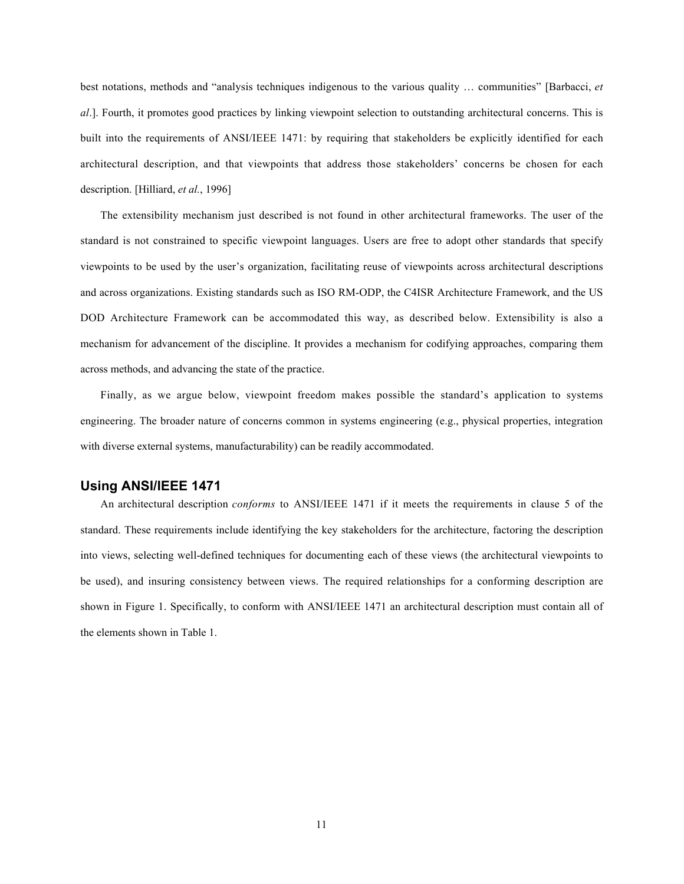best notations, methods and "analysis techniques indigenous to the various quality … communities" [Barbacci, *et al*.]. Fourth, it promotes good practices by linking viewpoint selection to outstanding architectural concerns. This is built into the requirements of ANSI/IEEE 1471: by requiring that stakeholders be explicitly identified for each architectural description, and that viewpoints that address those stakeholders' concerns be chosen for each description. [Hilliard, *et al.*, 1996]

The extensibility mechanism just described is not found in other architectural frameworks. The user of the standard is not constrained to specific viewpoint languages. Users are free to adopt other standards that specify viewpoints to be used by the user's organization, facilitating reuse of viewpoints across architectural descriptions and across organizations. Existing standards such as ISO RM-ODP, the C4ISR Architecture Framework, and the US DOD Architecture Framework can be accommodated this way, as described below. Extensibility is also a mechanism for advancement of the discipline. It provides a mechanism for codifying approaches, comparing them across methods, and advancing the state of the practice.

Finally, as we argue below, viewpoint freedom makes possible the standard's application to systems engineering. The broader nature of concerns common in systems engineering (e.g., physical properties, integration with diverse external systems, manufacturability) can be readily accommodated.

## Using ANSI/IEEE 1471

An architectural description *conforms* to ANSI/IEEE 1471 if it meets the requirements in clause 5 of the standard. These requirements include identifying the key stakeholders for the architecture, factoring the description into views, selecting well-defined techniques for documenting each of these views (the architectural viewpoints to be used), and insuring consistency between views. The required relationships for a conforming description are shown in Figure 1. Specifically, to conform with ANSI/IEEE 1471 an architectural description must contain all of the elements shown in Table 1.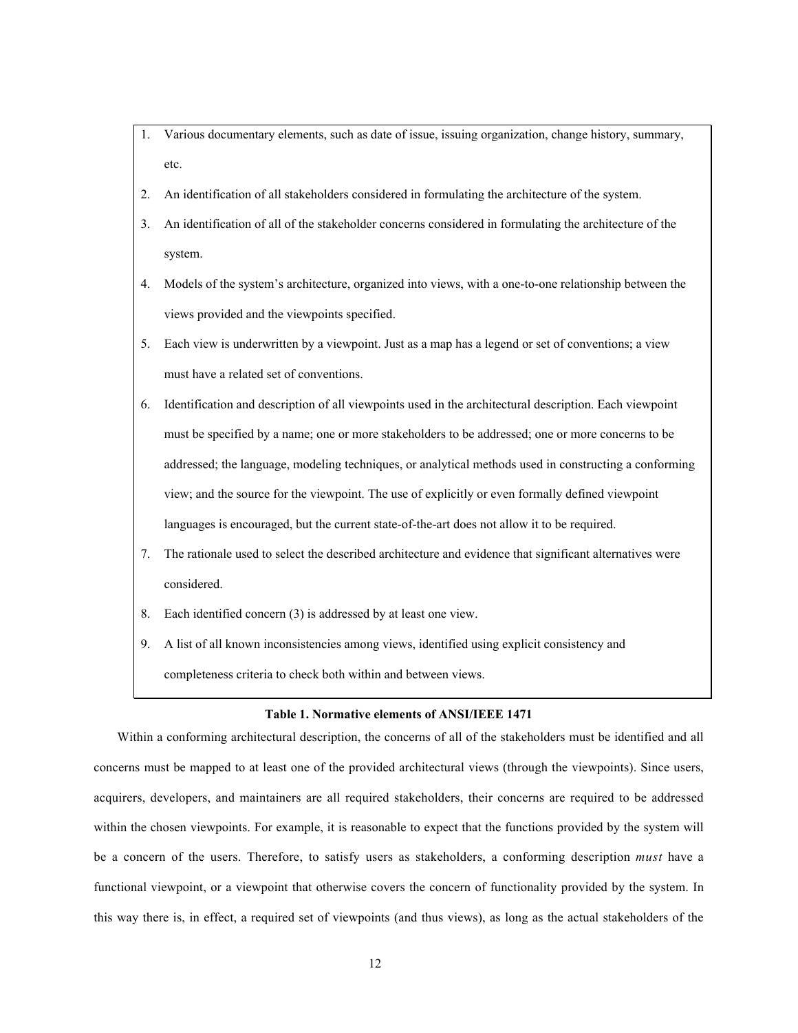1. Various documentary elements, such as date of issue, issuing organization, change history, summary, etc.
2. An identification of all stakeholders considered in formulating the architecture of the system.
3. An identification of all of the stakeholder concerns considered in formulating the architecture of the system.
4. Models of the system's architecture, organized into views, with a one-to-one relationship between the views provided and the viewpoints specified.
5. Each view is underwritten by a viewpoint. Just as a map has a legend or set of conventions; a view must have a related set of conventions.
6. Identification and description of all viewpoints used in the architectural description. Each viewpoint must be specified by a name; one or more stakeholders to be addressed; one or more concerns to be addressed; the language, modeling techniques, or analytical methods used in constructing a conforming view; and the source for the viewpoint. The use of explicitly or even formally defined viewpoint languages is encouraged, but the current state-of-the-art does not allow it to be required.
7. The rationale used to select the described architecture and evidence that significant alternatives were considered.
8. Each identified concern (3) is addressed by at least one view.
9. A list of all known inconsistencies among views, identified using explicit consistency and completeness criteria to check both within and between views.

**Table 1. Normative elements of ANSI/IEEE 1471**

Within a conforming architectural description, the concerns of all of the stakeholders must be identified and all concerns must be mapped to at least one of the provided architectural views (through the viewpoints). Since users, acquirers, developers, and maintainers are all required stakeholders, their concerns are required to be addressed within the chosen viewpoints. For example, it is reasonable to expect that the functions provided by the system will be a concern of the users. Therefore, to satisfy users as stakeholders, a conforming description *must* have a functional viewpoint, or a viewpoint that otherwise covers the concern of functionality provided by the system. In this way there is, in effect, a required set of viewpoints (and thus views), as long as the actual stakeholders of the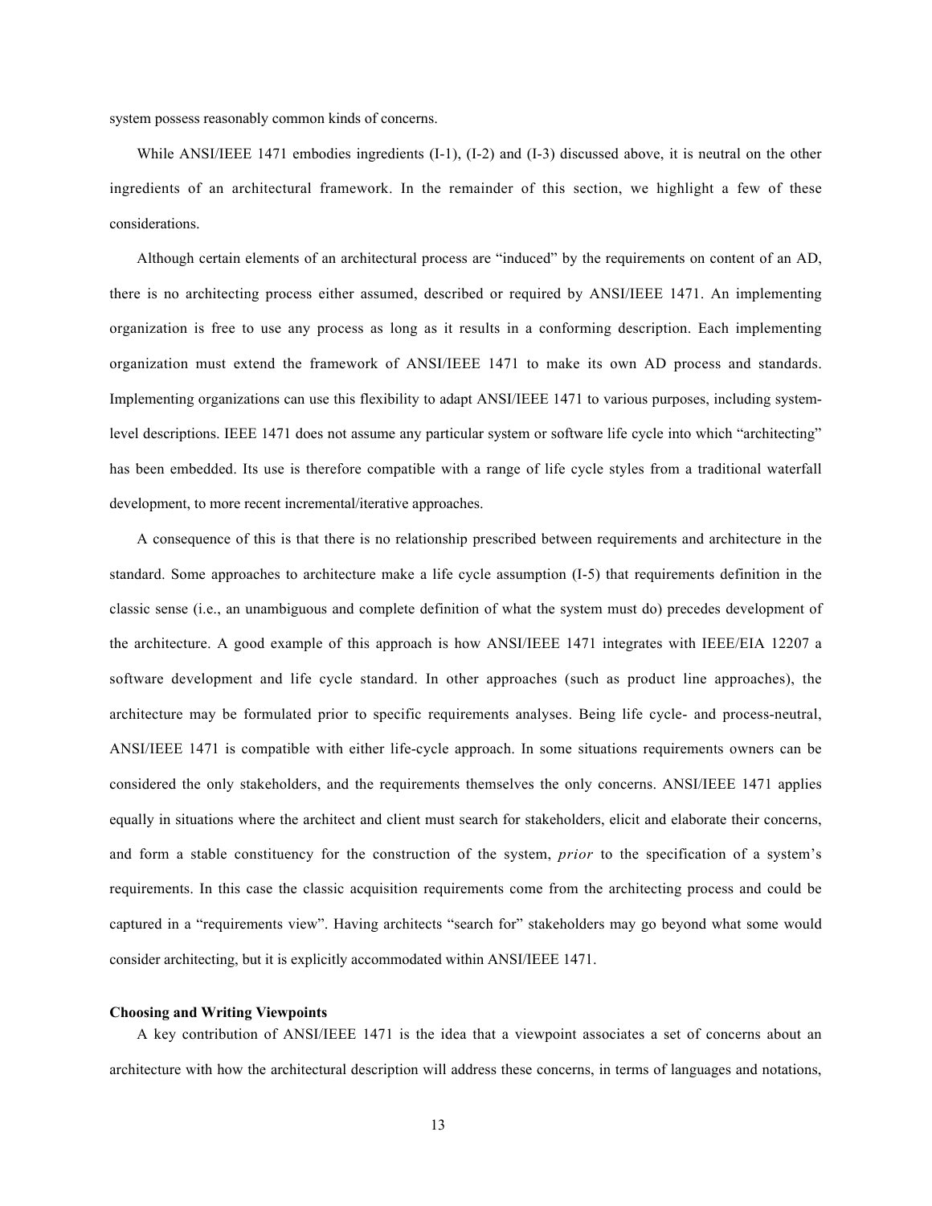system possess reasonably common kinds of concerns.

While ANSI/IEEE 1471 embodies ingredients (I-1), (I-2) and (I-3) discussed above, it is neutral on the other ingredients of an architectural framework. In the remainder of this section, we highlight a few of these considerations.

Although certain elements of an architectural process are "induced" by the requirements on content of an AD, there is no architecting process either assumed, described or required by ANSI/IEEE 1471. An implementing organization is free to use any process as long as it results in a conforming description. Each implementing organization must extend the framework of ANSI/IEEE 1471 to make its own AD process and standards. Implementing organizations can use this flexibility to adapt ANSI/IEEE 1471 to various purposes, including system-level descriptions. IEEE 1471 does not assume any particular system or software life cycle into which "architecting" has been embedded. Its use is therefore compatible with a range of life cycle styles from a traditional waterfall development, to more recent incremental/iterative approaches.

A consequence of this is that there is no relationship prescribed between requirements and architecture in the standard. Some approaches to architecture make a life cycle assumption (I-5) that requirements definition in the classic sense (i.e., an unambiguous and complete definition of what the system must do) precedes development of the architecture. A good example of this approach is how ANSI/IEEE 1471 integrates with IEEE/EIA 12207 a software development and life cycle standard. In other approaches (such as product line approaches), the architecture may be formulated prior to specific requirements analyses. Being life cycle- and process-neutral, ANSI/IEEE 1471 is compatible with either life-cycle approach. In some situations requirements owners can be considered the only stakeholders, and the requirements themselves the only concerns. ANSI/IEEE 1471 applies equally in situations where the architect and client must search for stakeholders, elicit and elaborate their concerns, and form a stable constituency for the construction of the system, *prior* to the specification of a system's requirements. In this case the classic acquisition requirements come from the architecting process and could be captured in a "requirements view". Having architects "search for" stakeholders may go beyond what some would consider architecting, but it is explicitly accommodated within ANSI/IEEE 1471.

**Choosing and Writing Viewpoints**

A key contribution of ANSI/IEEE 1471 is the idea that a viewpoint associates a set of concerns about an architecture with how the architectural description will address these concerns, in terms of languages and notations,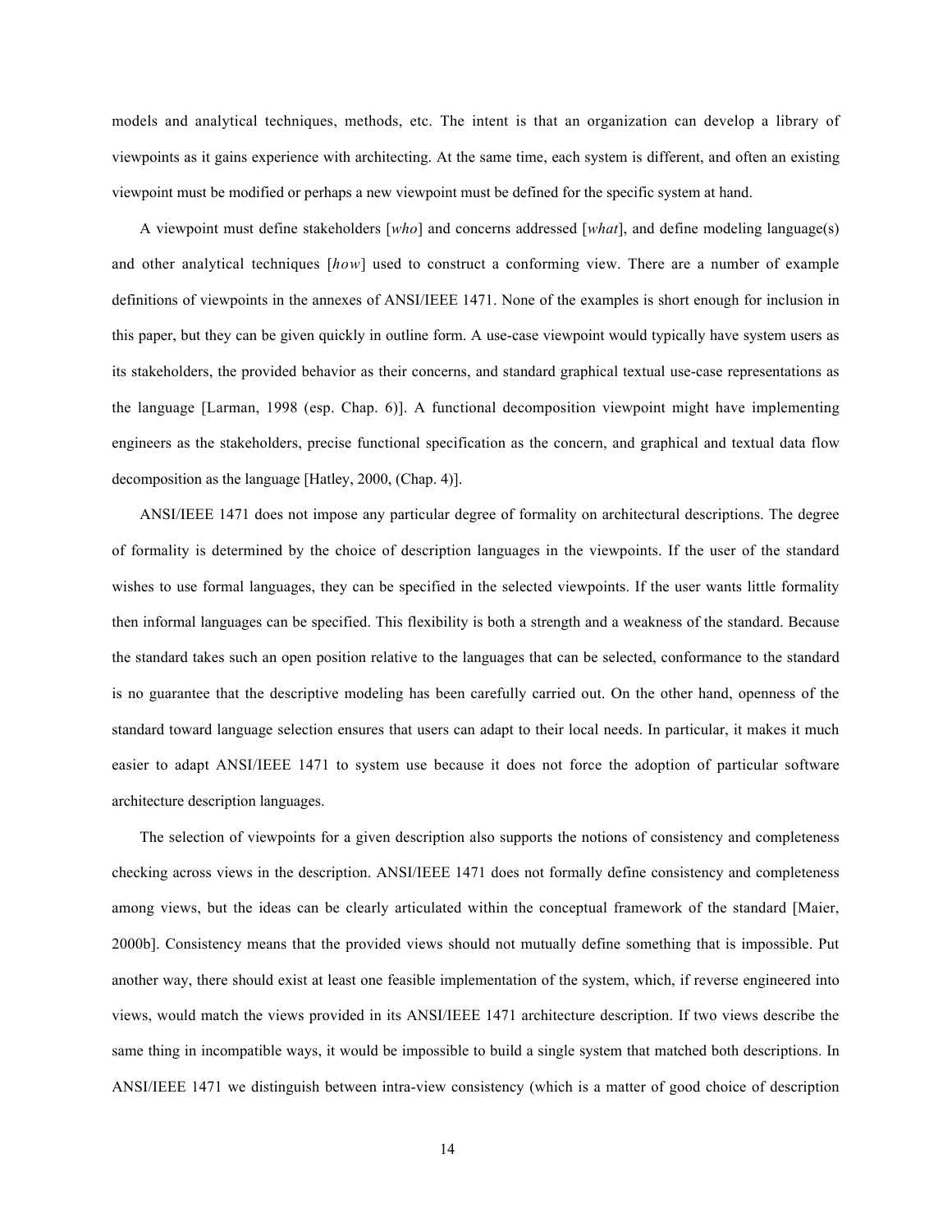models and analytical techniques, methods, etc. The intent is that an organization can develop a library of viewpoints as it gains experience with architecting. At the same time, each system is different, and often an existing viewpoint must be modified or perhaps a new viewpoint must be defined for the specific system at hand.

A viewpoint must define stakeholders [*who*] and concerns addressed [*what*], and define modeling language(s) and other analytical techniques [*how*] used to construct a conforming view. There are a number of example definitions of viewpoints in the annexes of ANSI/IEEE 1471. None of the examples is short enough for inclusion in this paper, but they can be given quickly in outline form. A use-case viewpoint would typically have system users as its stakeholders, the provided behavior as their concerns, and standard graphical textual use-case representations as the language [Larman, 1998 (esp. Chap. 6)]. A functional decomposition viewpoint might have implementing engineers as the stakeholders, precise functional specification as the concern, and graphical and textual data flow decomposition as the language [Hatley, 2000, (Chap. 4)].

ANSI/IEEE 1471 does not impose any particular degree of formality on architectural descriptions. The degree of formality is determined by the choice of description languages in the viewpoints. If the user of the standard wishes to use formal languages, they can be specified in the selected viewpoints. If the user wants little formality then informal languages can be specified. This flexibility is both a strength and a weakness of the standard. Because the standard takes such an open position relative to the languages that can be selected, conformance to the standard is no guarantee that the descriptive modeling has been carefully carried out. On the other hand, openness of the standard toward language selection ensures that users can adapt to their local needs. In particular, it makes it much easier to adapt ANSI/IEEE 1471 to system use because it does not force the adoption of particular software architecture description languages.

The selection of viewpoints for a given description also supports the notions of consistency and completeness checking across views in the description. ANSI/IEEE 1471 does not formally define consistency and completeness among views, but the ideas can be clearly articulated within the conceptual framework of the standard [Maier, 2000b]. Consistency means that the provided views should not mutually define something that is impossible. Put another way, there should exist at least one feasible implementation of the system, which, if reverse engineered into views, would match the views provided in its ANSI/IEEE 1471 architecture description. If two views describe the same thing in incompatible ways, it would be impossible to build a single system that matched both descriptions. In ANSI/IEEE 1471 we distinguish between intra-view consistency (which is a matter of good choice of description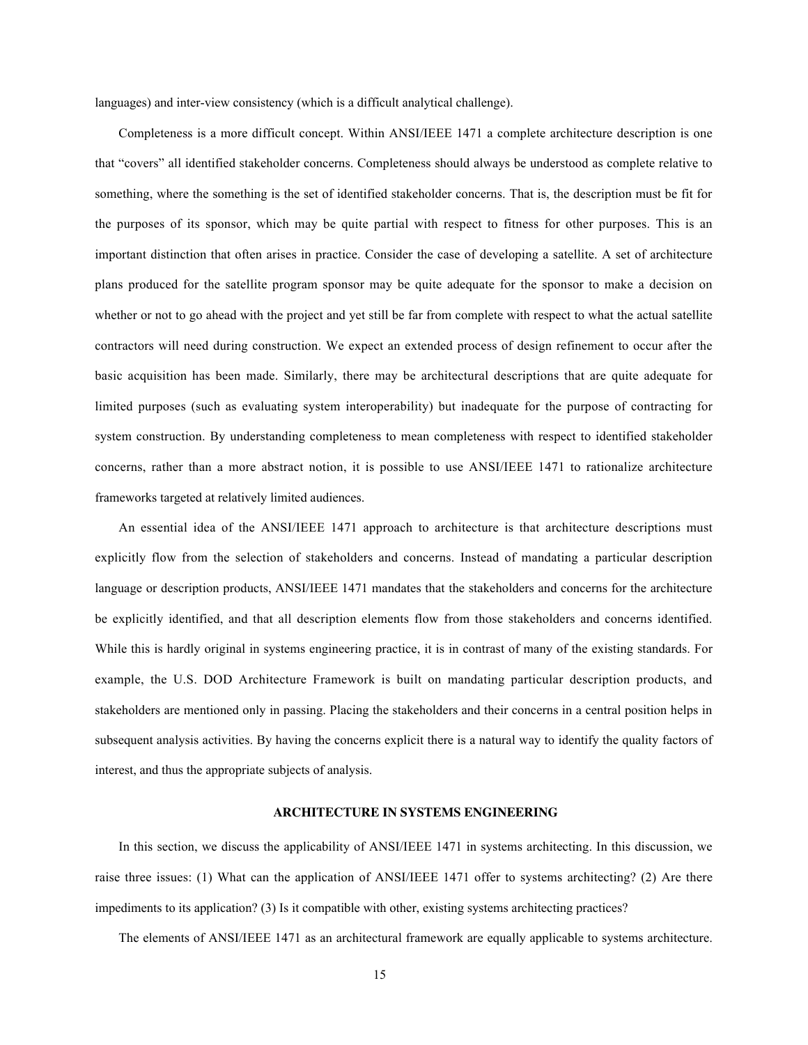languages) and inter-view consistency (which is a difficult analytical challenge).

Completeness is a more difficult concept. Within ANSI/IEEE 1471 a complete architecture description is one that "covers" all identified stakeholder concerns. Completeness should always be understood as complete relative to something, where the something is the set of identified stakeholder concerns. That is, the description must be fit for the purposes of its sponsor, which may be quite partial with respect to fitness for other purposes. This is an important distinction that often arises in practice. Consider the case of developing a satellite. A set of architecture plans produced for the satellite program sponsor may be quite adequate for the sponsor to make a decision on whether or not to go ahead with the project and yet still be far from complete with respect to what the actual satellite contractors will need during construction. We expect an extended process of design refinement to occur after the basic acquisition has been made. Similarly, there may be architectural descriptions that are quite adequate for limited purposes (such as evaluating system interoperability) but inadequate for the purpose of contracting for system construction. By understanding completeness to mean completeness with respect to identified stakeholder concerns, rather than a more abstract notion, it is possible to use ANSI/IEEE 1471 to rationalize architecture frameworks targeted at relatively limited audiences.

An essential idea of the ANSI/IEEE 1471 approach to architecture is that architecture descriptions must explicitly flow from the selection of stakeholders and concerns. Instead of mandating a particular description language or description products, ANSI/IEEE 1471 mandates that the stakeholders and concerns for the architecture be explicitly identified, and that all description elements flow from those stakeholders and concerns identified. While this is hardly original in systems engineering practice, it is in contrast of many of the existing standards. For example, the U.S. DOD Architecture Framework is built on mandating particular description products, and stakeholders are mentioned only in passing. Placing the stakeholders and their concerns in a central position helps in subsequent analysis activities. By having the concerns explicit there is a natural way to identify the quality factors of interest, and thus the appropriate subjects of analysis.

## ARCHITECTURE IN SYSTEMS ENGINEERING

In this section, we discuss the applicability of ANSI/IEEE 1471 in systems architecting. In this discussion, we raise three issues: (1) What can the application of ANSI/IEEE 1471 offer to systems architecting? (2) Are there impediments to its application? (3) Is it compatible with other, existing systems architecting practices?

The elements of ANSI/IEEE 1471 as an architectural framework are equally applicable to systems architecture.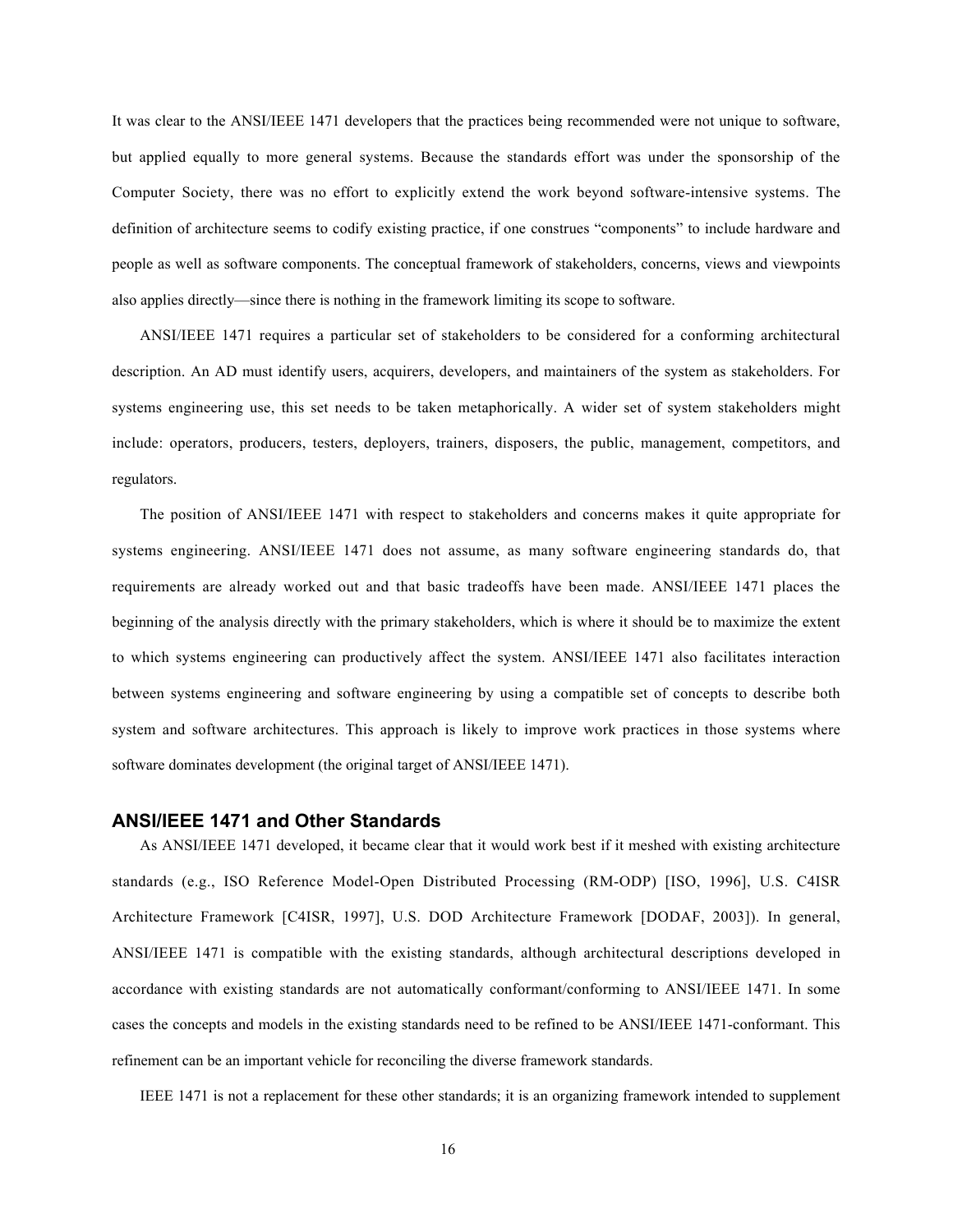It was clear to the ANSI/IEEE 1471 developers that the practices being recommended were not unique to software, but applied equally to more general systems. Because the standards effort was under the sponsorship of the Computer Society, there was no effort to explicitly extend the work beyond software-intensive systems. The definition of architecture seems to codify existing practice, if one construes "components" to include hardware and people as well as software components. The conceptual framework of stakeholders, concerns, views and viewpoints also applies directly—since there is nothing in the framework limiting its scope to software.

ANSI/IEEE 1471 requires a particular set of stakeholders to be considered for a conforming architectural description. An AD must identify users, acquirers, developers, and maintainers of the system as stakeholders. For systems engineering use, this set needs to be taken metaphorically. A wider set of system stakeholders might include: operators, producers, testers, deployers, trainers, disposers, the public, management, competitors, and regulators.

The position of ANSI/IEEE 1471 with respect to stakeholders and concerns makes it quite appropriate for systems engineering. ANSI/IEEE 1471 does not assume, as many software engineering standards do, that requirements are already worked out and that basic tradeoffs have been made. ANSI/IEEE 1471 places the beginning of the analysis directly with the primary stakeholders, which is where it should be to maximize the extent to which systems engineering can productively affect the system. ANSI/IEEE 1471 also facilitates interaction between systems engineering and software engineering by using a compatible set of concepts to describe both system and software architectures. This approach is likely to improve work practices in those systems where software dominates development (the original target of ANSI/IEEE 1471).

## ANSI/IEEE 1471 and Other Standards

As ANSI/IEEE 1471 developed, it became clear that it would work best if it meshed with existing architecture standards (e.g., ISO Reference Model-Open Distributed Processing (RM-ODP) [ISO, 1996], U.S. C4ISR Architecture Framework [C4ISR, 1997], U.S. DOD Architecture Framework [DODAF, 2003]). In general, ANSI/IEEE 1471 is compatible with the existing standards, although architectural descriptions developed in accordance with existing standards are not automatically conformant/conforming to ANSI/IEEE 1471. In some cases the concepts and models in the existing standards need to be refined to be ANSI/IEEE 1471-conformant. This refinement can be an important vehicle for reconciling the diverse framework standards.

IEEE 1471 is not a replacement for these other standards; it is an organizing framework intended to supplement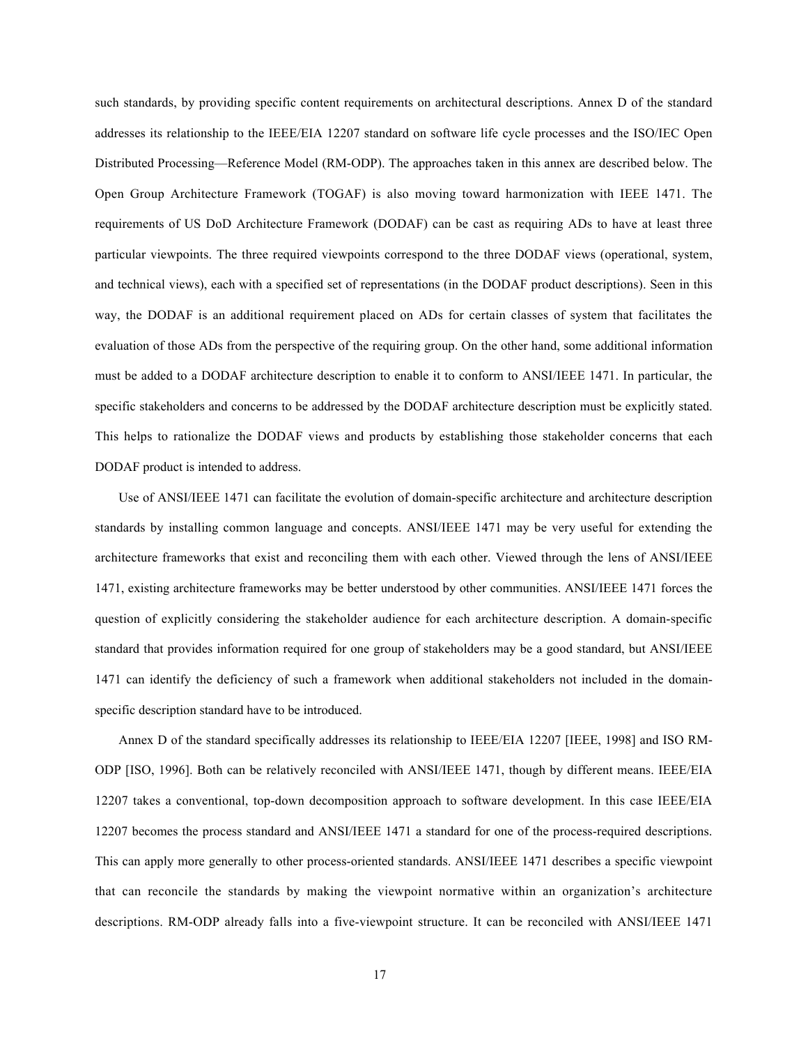such standards, by providing specific content requirements on architectural descriptions. Annex D of the standard addresses its relationship to the IEEE/EIA 12207 standard on software life cycle processes and the ISO/IEC Open Distributed Processing—Reference Model (RM-ODP). The approaches taken in this annex are described below. The Open Group Architecture Framework (TOGAF) is also moving toward harmonization with IEEE 1471. The requirements of US DoD Architecture Framework (DODAF) can be cast as requiring ADs to have at least three particular viewpoints. The three required viewpoints correspond to the three DODAF views (operational, system, and technical views), each with a specified set of representations (in the DODAF product descriptions). Seen in this way, the DODAF is an additional requirement placed on ADs for certain classes of system that facilitates the evaluation of those ADs from the perspective of the requiring group. On the other hand, some additional information must be added to a DODAF architecture description to enable it to conform to ANSI/IEEE 1471. In particular, the specific stakeholders and concerns to be addressed by the DODAF architecture description must be explicitly stated. This helps to rationalize the DODAF views and products by establishing those stakeholder concerns that each DODAF product is intended to address.

Use of ANSI/IEEE 1471 can facilitate the evolution of domain-specific architecture and architecture description standards by installing common language and concepts. ANSI/IEEE 1471 may be very useful for extending the architecture frameworks that exist and reconciling them with each other. Viewed through the lens of ANSI/IEEE 1471, existing architecture frameworks may be better understood by other communities. ANSI/IEEE 1471 forces the question of explicitly considering the stakeholder audience for each architecture description. A domain-specific standard that provides information required for one group of stakeholders may be a good standard, but ANSI/IEEE 1471 can identify the deficiency of such a framework when additional stakeholders not included in the domain-specific description standard have to be introduced.

Annex D of the standard specifically addresses its relationship to IEEE/EIA 12207 [IEEE, 1998] and ISO RM-ODP [ISO, 1996]. Both can be relatively reconciled with ANSI/IEEE 1471, though by different means. IEEE/EIA 12207 takes a conventional, top-down decomposition approach to software development. In this case IEEE/EIA 12207 becomes the process standard and ANSI/IEEE 1471 a standard for one of the process-required descriptions. This can apply more generally to other process-oriented standards. ANSI/IEEE 1471 describes a specific viewpoint that can reconcile the standards by making the viewpoint normative within an organization's architecture descriptions. RM-ODP already falls into a five-viewpoint structure. It can be reconciled with ANSI/IEEE 1471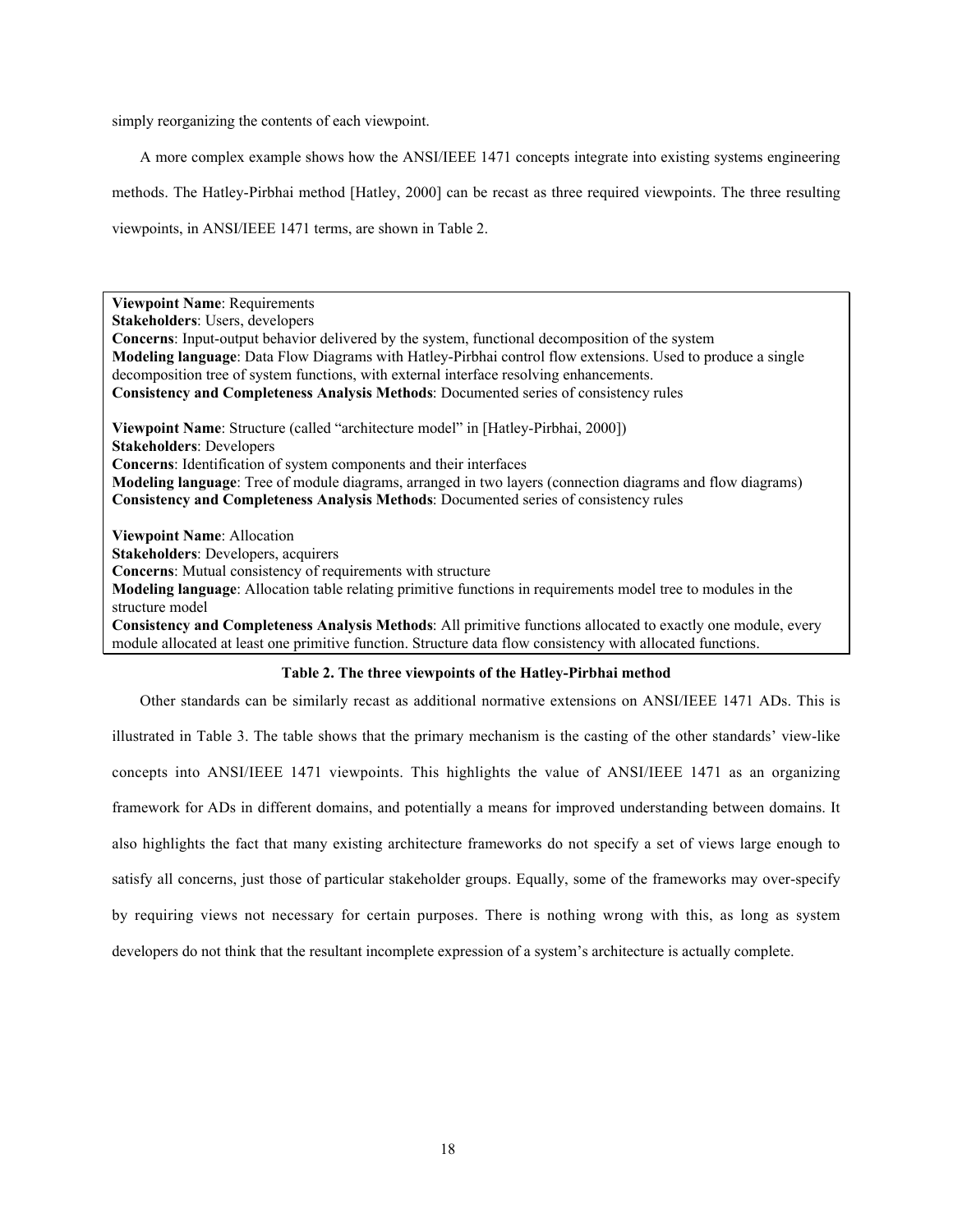simply reorganizing the contents of each viewpoint.

A more complex example shows how the ANSI/IEEE 1471 concepts integrate into existing systems engineering methods. The Hatley-Pirbhai method [Hatley, 2000] can be recast as three required viewpoints. The three resulting viewpoints, in ANSI/IEEE 1471 terms, are shown in Table 2.

**Viewpoint Name**: Requirements
**Stakeholders**: Users, developers
**Concerns**: Input-output behavior delivered by the system, functional decomposition of the system
**Modeling language**: Data Flow Diagrams with Hatley-Pirbhai control flow extensions. Used to produce a single decomposition tree of system functions, with external interface resolving enhancements.
**Consistency and Completeness Analysis Methods**: Documented series of consistency rules

**Viewpoint Name**: Structure (called "architecture model" in [Hatley-Pirbhai, 2000])
**Stakeholders**: Developers
**Concerns**: Identification of system components and their interfaces
**Modeling language**: Tree of module diagrams, arranged in two layers (connection diagrams and flow diagrams)
**Consistency and Completeness Analysis Methods**: Documented series of consistency rules

**Viewpoint Name**: Allocation
**Stakeholders**: Developers, acquirers
**Concerns**: Mutual consistency of requirements with structure
**Modeling language**: Allocation table relating primitive functions in requirements model tree to modules in the structure model
**Consistency and Completeness Analysis Methods**: All primitive functions allocated to exactly one module, every module allocated at least one primitive function. Structure data flow consistency with allocated functions.

**Table 2. The three viewpoints of the Hatley-Pirbhai method**

Other standards can be similarly recast as additional normative extensions on ANSI/IEEE 1471 ADs. This is illustrated in Table 3. The table shows that the primary mechanism is the casting of the other standards' view-like concepts into ANSI/IEEE 1471 viewpoints. This highlights the value of ANSI/IEEE 1471 as an organizing framework for ADs in different domains, and potentially a means for improved understanding between domains. It also highlights the fact that many existing architecture frameworks do not specify a set of views large enough to satisfy all concerns, just those of particular stakeholder groups. Equally, some of the frameworks may over-specify by requiring views not necessary for certain purposes. There is nothing wrong with this, as long as system developers do not think that the resultant incomplete expression of a system's architecture is actually complete.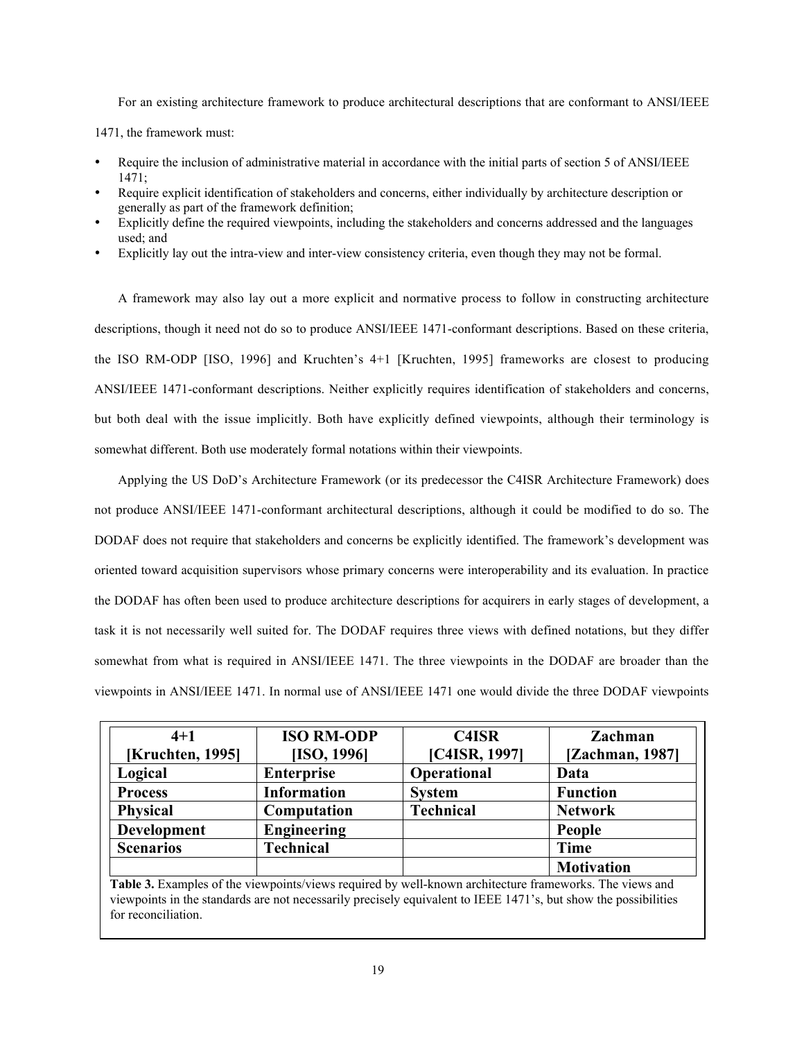For an existing architecture framework to produce architectural descriptions that are conformant to ANSI/IEEE 1471, the framework must:

- Require the inclusion of administrative material in accordance with the initial parts of section 5 of ANSI/IEEE 1471;
- Require explicit identification of stakeholders and concerns, either individually by architecture description or generally as part of the framework definition;
- Explicitly define the required viewpoints, including the stakeholders and concerns addressed and the languages used; and
- Explicitly lay out the intra-view and inter-view consistency criteria, even though they may not be formal.

A framework may also lay out a more explicit and normative process to follow in constructing architecture descriptions, though it need not do so to produce ANSI/IEEE 1471-conformant descriptions. Based on these criteria, the ISO RM-ODP [ISO, 1996] and Kruchten's 4+1 [Kruchten, 1995] frameworks are closest to producing ANSI/IEEE 1471-conformant descriptions. Neither explicitly requires identification of stakeholders and concerns, but both deal with the issue implicitly. Both have explicitly defined viewpoints, although their terminology is somewhat different. Both use moderately formal notations within their viewpoints.

Applying the US DoD's Architecture Framework (or its predecessor the C4ISR Architecture Framework) does not produce ANSI/IEEE 1471-conformant architectural descriptions, although it could be modified to do so. The DODAF does not require that stakeholders and concerns be explicitly identified. The framework's development was oriented toward acquisition supervisors whose primary concerns were interoperability and its evaluation. In practice the DODAF has often been used to produce architecture descriptions for acquirers in early stages of development, a task it is not necessarily well suited for. The DODAF requires three views with defined notations, but they differ somewhat from what is required in ANSI/IEEE 1471. The three viewpoints in the DODAF are broader than the viewpoints in ANSI/IEEE 1471. In normal use of ANSI/IEEE 1471 one would divide the three DODAF viewpoints

| 4+1 [Kruchten, 1995] | ISO RM-ODP [ISO, 1996] | C4ISR [C4ISR, 1997] | Zachman [Zachman, 1987] |
|---|---|---|---|
| **Logical** | **Enterprise** | **Operational** | **Data** |
| **Process** | **Information** | **System** | **Function** |
| **Physical** | **Computation** | **Technical** | **Network** |
| **Development** | **Engineering** | | **People** |
| **Scenarios** | **Technical** | | **Time** |
| | | | **Motivation** |

**Table 3.** Examples of the viewpoints/views required by well-known architecture frameworks. The views and viewpoints in the standards are not necessarily precisely equivalent to IEEE 1471's, but show the possibilities for reconciliation.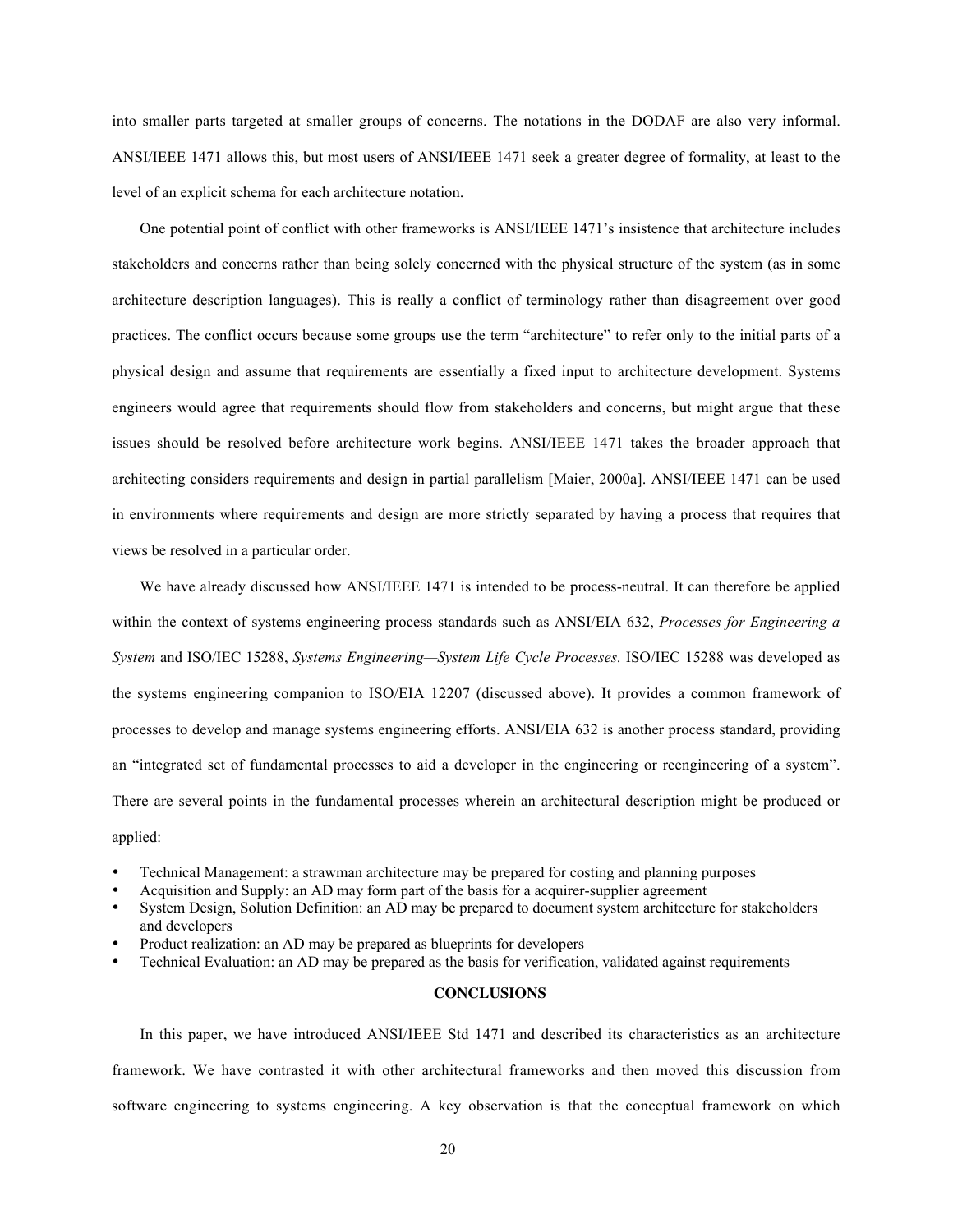into smaller parts targeted at smaller groups of concerns. The notations in the DODAF are also very informal. ANSI/IEEE 1471 allows this, but most users of ANSI/IEEE 1471 seek a greater degree of formality, at least to the level of an explicit schema for each architecture notation.

One potential point of conflict with other frameworks is ANSI/IEEE 1471's insistence that architecture includes stakeholders and concerns rather than being solely concerned with the physical structure of the system (as in some architecture description languages). This is really a conflict of terminology rather than disagreement over good practices. The conflict occurs because some groups use the term "architecture" to refer only to the initial parts of a physical design and assume that requirements are essentially a fixed input to architecture development. Systems engineers would agree that requirements should flow from stakeholders and concerns, but might argue that these issues should be resolved before architecture work begins. ANSI/IEEE 1471 takes the broader approach that architecting considers requirements and design in partial parallelism [Maier, 2000a]. ANSI/IEEE 1471 can be used in environments where requirements and design are more strictly separated by having a process that requires that views be resolved in a particular order.

We have already discussed how ANSI/IEEE 1471 is intended to be process-neutral. It can therefore be applied within the context of systems engineering process standards such as ANSI/EIA 632, *Processes for Engineering a System* and ISO/IEC 15288, *Systems Engineering—System Life Cycle Processes*. ISO/IEC 15288 was developed as the systems engineering companion to ISO/EIA 12207 (discussed above). It provides a common framework of processes to develop and manage systems engineering efforts. ANSI/EIA 632 is another process standard, providing an "integrated set of fundamental processes to aid a developer in the engineering or reengineering of a system". There are several points in the fundamental processes wherein an architectural description might be produced or applied:

- Technical Management: a strawman architecture may be prepared for costing and planning purposes
- Acquisition and Supply: an AD may form part of the basis for a acquirer-supplier agreement
- System Design, Solution Definition: an AD may be prepared to document system architecture for stakeholders and developers
- Product realization: an AD may be prepared as blueprints for developers
- Technical Evaluation: an AD may be prepared as the basis for verification, validated against requirements

## CONCLUSIONS

In this paper, we have introduced ANSI/IEEE Std 1471 and described its characteristics as an architecture framework. We have contrasted it with other architectural frameworks and then moved this discussion from software engineering to systems engineering. A key observation is that the conceptual framework on which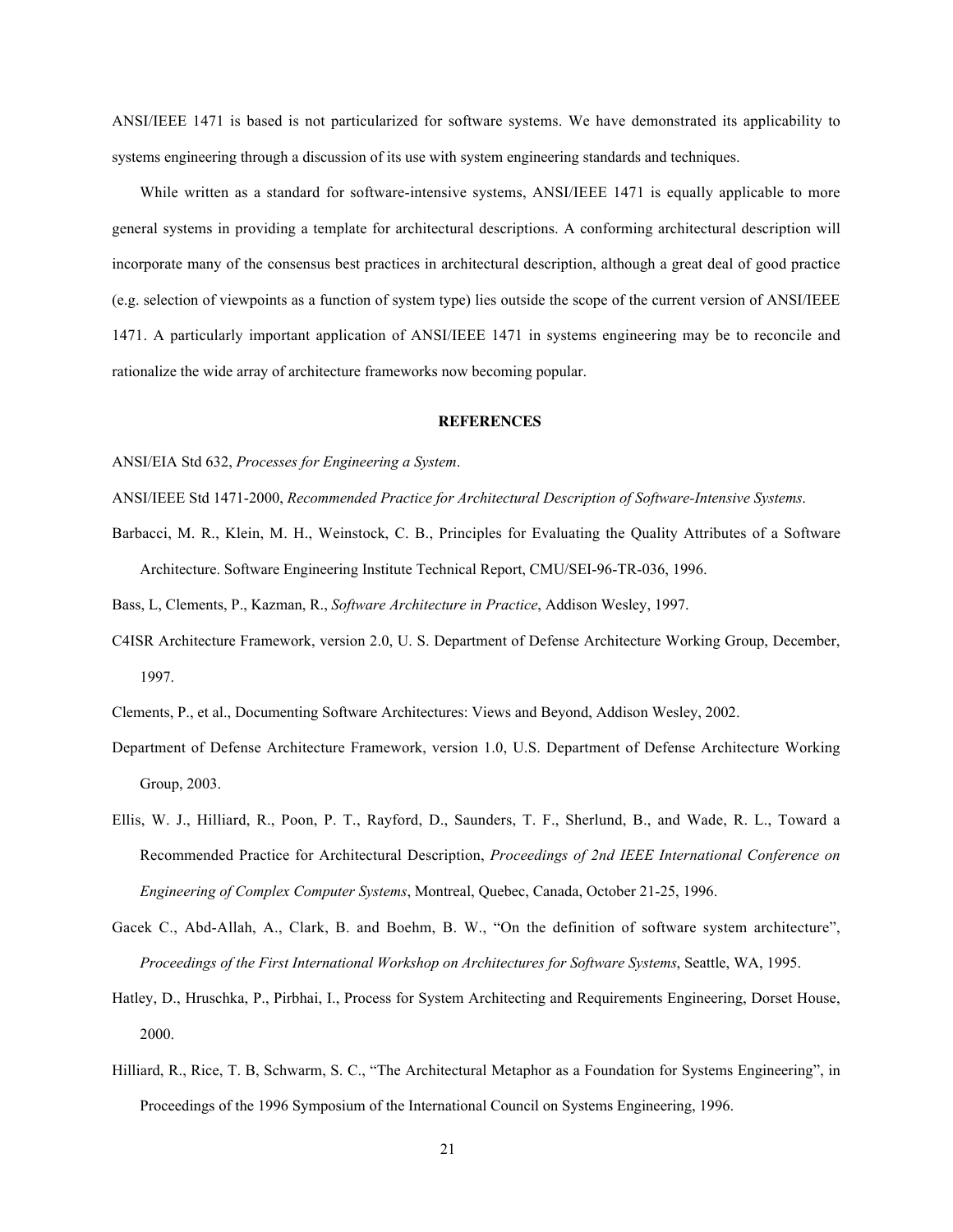ANSI/IEEE 1471 is based is not particularized for software systems. We have demonstrated its applicability to systems engineering through a discussion of its use with system engineering standards and techniques.

While written as a standard for software-intensive systems, ANSI/IEEE 1471 is equally applicable to more general systems in providing a template for architectural descriptions. A conforming architectural description will incorporate many of the consensus best practices in architectural description, although a great deal of good practice (e.g. selection of viewpoints as a function of system type) lies outside the scope of the current version of ANSI/IEEE 1471. A particularly important application of ANSI/IEEE 1471 in systems engineering may be to reconcile and rationalize the wide array of architecture frameworks now becoming popular.

## REFERENCES

ANSI/EIA Std 632, *Processes for Engineering a System*.

ANSI/IEEE Std 1471-2000, *Recommended Practice for Architectural Description of Software-Intensive Systems*.

Barbacci, M. R., Klein, M. H., Weinstock, C. B., Principles for Evaluating the Quality Attributes of a Software Architecture. Software Engineering Institute Technical Report, CMU/SEI-96-TR-036, 1996.

Bass, L, Clements, P., Kazman, R., *Software Architecture in Practice*, Addison Wesley, 1997.

C4ISR Architecture Framework, version 2.0, U. S. Department of Defense Architecture Working Group, December, 1997.

Clements, P., et al., Documenting Software Architectures: Views and Beyond, Addison Wesley, 2002.

Department of Defense Architecture Framework, version 1.0, U.S. Department of Defense Architecture Working Group, 2003.

Ellis, W. J., Hilliard, R., Poon, P. T., Rayford, D., Saunders, T. F., Sherlund, B., and Wade, R. L., Toward a Recommended Practice for Architectural Description, *Proceedings of 2nd IEEE International Conference on Engineering of Complex Computer Systems*, Montreal, Quebec, Canada, October 21-25, 1996.

Gacek C., Abd-Allah, A., Clark, B. and Boehm, B. W., "On the definition of software system architecture", *Proceedings of the First International Workshop on Architectures for Software Systems*, Seattle, WA, 1995.

Hatley, D., Hruschka, P., Pirbhai, I., Process for System Architecting and Requirements Engineering, Dorset House, 2000.

Hilliard, R., Rice, T. B, Schwarm, S. C., "The Architectural Metaphor as a Foundation for Systems Engineering", in Proceedings of the 1996 Symposium of the International Council on Systems Engineering, 1996.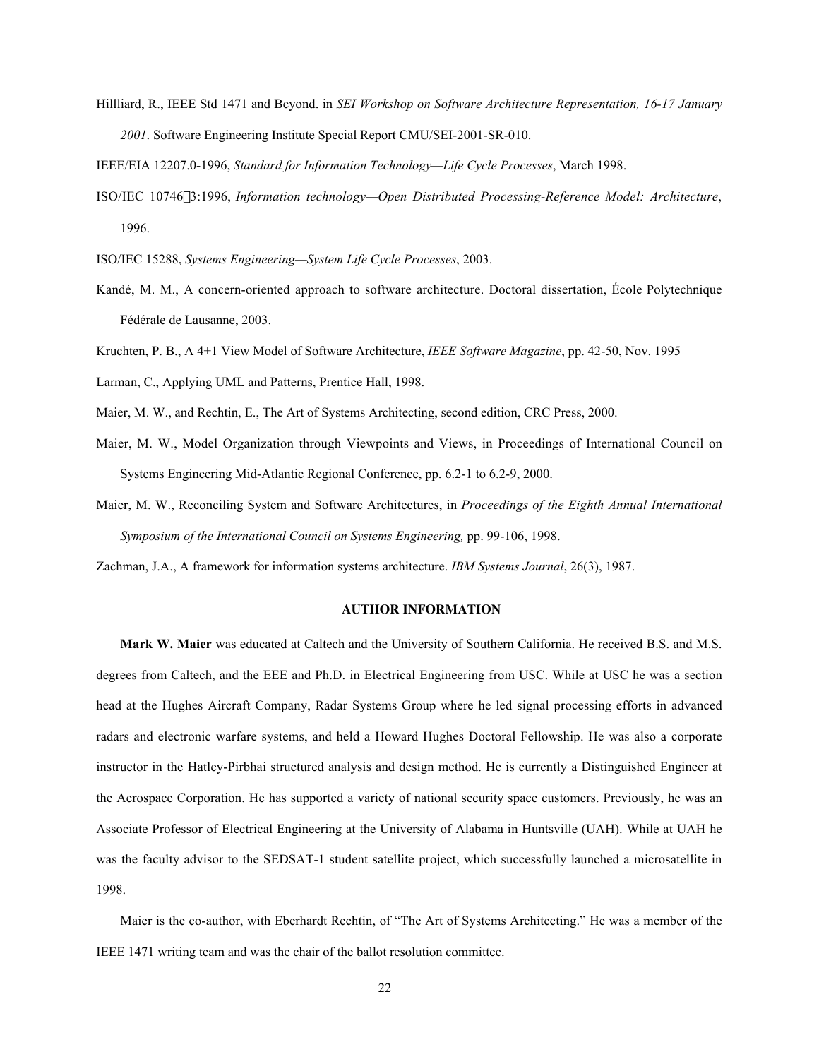Hillliard, R., IEEE Std 1471 and Beyond. in *SEI Workshop on Software Architecture Representation, 16-17 January 2001*. Software Engineering Institute Special Report CMU/SEI-2001-SR-010.

IEEE/EIA 12207.0-1996, *Standard for Information Technology—Life Cycle Processes*, March 1998.

ISO/IEC 10746‑3:1996, *Information technology—Open Distributed Processing-Reference Model: Architecture*, 1996.

ISO/IEC 15288, *Systems Engineering—System Life Cycle Processes*, 2003.

Kandé, M. M., A concern-oriented approach to software architecture. Doctoral dissertation, École Polytechnique Fédérale de Lausanne, 2003.

Kruchten, P. B., A 4+1 View Model of Software Architecture, *IEEE Software Magazine*, pp. 42-50, Nov. 1995

Larman, C., Applying UML and Patterns, Prentice Hall, 1998.

Maier, M. W., and Rechtin, E., The Art of Systems Architecting, second edition, CRC Press, 2000.

Maier, M. W., Model Organization through Viewpoints and Views, in Proceedings of International Council on Systems Engineering Mid-Atlantic Regional Conference, pp. 6.2-1 to 6.2-9, 2000.

Maier, M. W., Reconciling System and Software Architectures, in *Proceedings of the Eighth Annual International Symposium of the International Council on Systems Engineering,* pp. 99-106, 1998.

Zachman, J.A., A framework for information systems architecture. *IBM Systems Journal*, 26(3), 1987.

## AUTHOR INFORMATION

**Mark W. Maier** was educated at Caltech and the University of Southern California. He received B.S. and M.S. degrees from Caltech, and the EEE and Ph.D. in Electrical Engineering from USC. While at USC he was a section head at the Hughes Aircraft Company, Radar Systems Group where he led signal processing efforts in advanced radars and electronic warfare systems, and held a Howard Hughes Doctoral Fellowship. He was also a corporate instructor in the Hatley-Pirbhai structured analysis and design method. He is currently a Distinguished Engineer at the Aerospace Corporation. He has supported a variety of national security space customers. Previously, he was an Associate Professor of Electrical Engineering at the University of Alabama in Huntsville (UAH). While at UAH he was the faculty advisor to the SEDSAT-1 student satellite project, which successfully launched a microsatellite in 1998.

Maier is the co-author, with Eberhardt Rechtin, of "The Art of Systems Architecting." He was a member of the IEEE 1471 writing team and was the chair of the ballot resolution committee.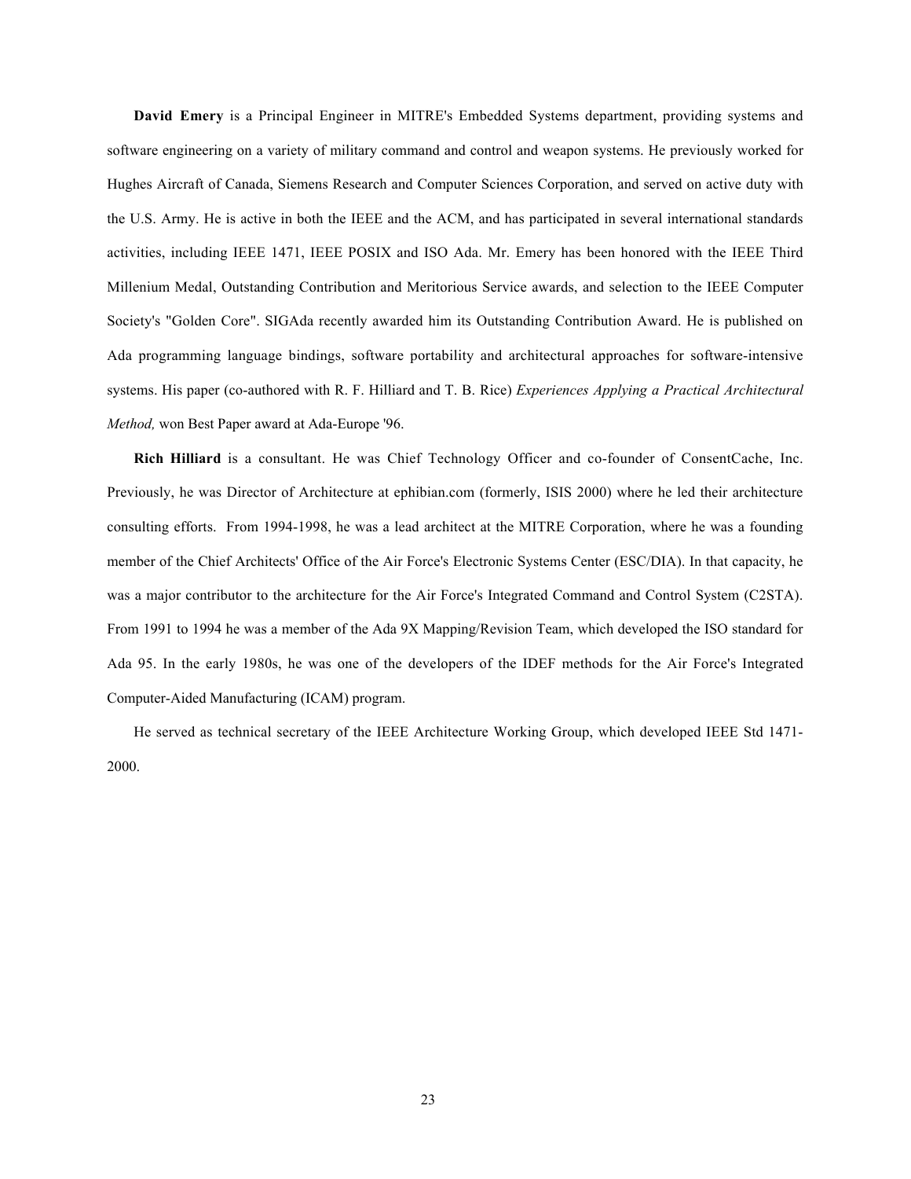**David Emery** is a Principal Engineer in MITRE's Embedded Systems department, providing systems and software engineering on a variety of military command and control and weapon systems. He previously worked for Hughes Aircraft of Canada, Siemens Research and Computer Sciences Corporation, and served on active duty with the U.S. Army. He is active in both the IEEE and the ACM, and has participated in several international standards activities, including IEEE 1471, IEEE POSIX and ISO Ada. Mr. Emery has been honored with the IEEE Third Millenium Medal, Outstanding Contribution and Meritorious Service awards, and selection to the IEEE Computer Society's "Golden Core". SIGAda recently awarded him its Outstanding Contribution Award. He is published on Ada programming language bindings, software portability and architectural approaches for software-intensive systems. His paper (co-authored with R. F. Hilliard and T. B. Rice) *Experiences Applying a Practical Architectural Method,* won Best Paper award at Ada-Europe '96.

**Rich Hilliard** is a consultant. He was Chief Technology Officer and co-founder of ConsentCache, Inc. Previously, he was Director of Architecture at ephibian.com (formerly, ISIS 2000) where he led their architecture consulting efforts. From 1994-1998, he was a lead architect at the MITRE Corporation, where he was a founding member of the Chief Architects' Office of the Air Force's Electronic Systems Center (ESC/DIA). In that capacity, he was a major contributor to the architecture for the Air Force's Integrated Command and Control System (C2STA). From 1991 to 1994 he was a member of the Ada 9X Mapping/Revision Team, which developed the ISO standard for Ada 95. In the early 1980s, he was one of the developers of the IDEF methods for the Air Force's Integrated Computer-Aided Manufacturing (ICAM) program.

He served as technical secretary of the IEEE Architecture Working Group, which developed IEEE Std 1471-2000.